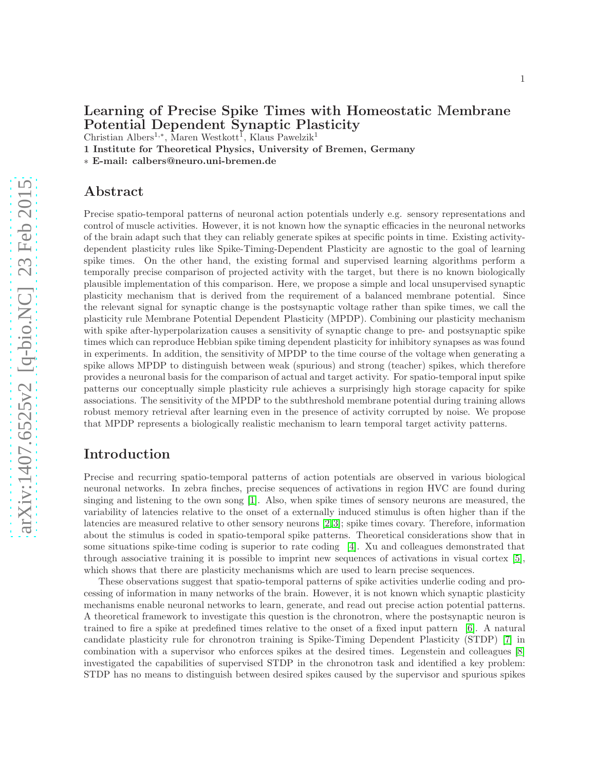# Learning of Precise Spike Times with Homeostatic Membrane Potential Dependent Synaptic Plasticity

Christian Albers[1,*], Maren Westkott[1], Klaus Pawelzik[1]

**1 Institute for Theoretical Physics, University of Bremen, Germany**

**\* E-mail: calbers@neuro.uni-bremen.de**

## Abstract

Precise spatio-temporal patterns of neuronal action potentials underly e.g. sensory representations and control of muscle activities. However, it is not known how the synaptic efficacies in the neuronal networks of the brain adapt such that they can reliably generate spikes at specific points in time. Existing activity-dependent plasticity rules like Spike-Timing-Dependent Plasticity are agnostic to the goal of learning spike times. On the other hand, the existing formal and supervised learning algorithms perform a temporally precise comparison of projected activity with the target, but there is no known biologically plausible implementation of this comparison. Here, we propose a simple and local unsupervised synaptic plasticity mechanism that is derived from the requirement of a balanced membrane potential. Since the relevant signal for synaptic change is the postsynaptic voltage rather than spike times, we call the plasticity rule Membrane Potential Dependent Plasticity (MPDP). Combining our plasticity mechanism with spike after-hyperpolarization causes a sensitivity of synaptic change to pre- and postsynaptic spike times which can reproduce Hebbian spike timing dependent plasticity for inhibitory synapses as was found in experiments. In addition, the sensitivity of MPDP to the time course of the voltage when generating a spike allows MPDP to distinguish between weak (spurious) and strong (teacher) spikes, which therefore provides a neuronal basis for the comparison of actual and target activity. For spatio-temporal input spike patterns our conceptually simple plasticity rule achieves a surprisingly high storage capacity for spike associations. The sensitivity of the MPDP to the subthreshold membrane potential during training allows robust memory retrieval after learning even in the presence of activity corrupted by noise. We propose that MPDP represents a biologically realistic mechanism to learn temporal target activity patterns.

## Introduction

Precise and recurring spatio-temporal patterns of action potentials are observed in various biological neuronal networks. In zebra finches, precise sequences of activations in region HVC are found during singing and listening to the own song [1]. Also, when spike times of sensory neurons are measured, the variability of latencies relative to the onset of a externally induced stimulus is often higher than if the latencies are measured relative to other sensory neurons [2,3]; spike times covary. Therefore, information about the stimulus is coded in spatio-temporal spike patterns. Theoretical considerations show that in some situations spike-time coding is superior to rate coding [4]. Xu and colleagues demonstrated that through associative training it is possible to imprint new sequences of activations in visual cortex [5], which shows that there are plasticity mechanisms which are used to learn precise sequences.

These observations suggest that spatio-temporal patterns of spike activities underlie coding and processing of information in many networks of the brain. However, it is not known which synaptic plasticity mechanisms enable neuronal networks to learn, generate, and read out precise action potential patterns. A theoretical framework to investigate this question is the chronotron, where the postsynaptic neuron is trained to fire a spike at predefined times relative to the onset of a fixed input pattern [6]. A natural candidate plasticity rule for chronotron training is Spike-Timing Dependent Plasticity (STDP) [7] in combination with a supervisor who enforces spikes at the desired times. Legenstein and colleagues [8] investigated the capabilities of supervised STDP in the chronotron task and identified a key problem: STDP has no means to distinguish between desired spikes caused by the supervisor and spurious spikes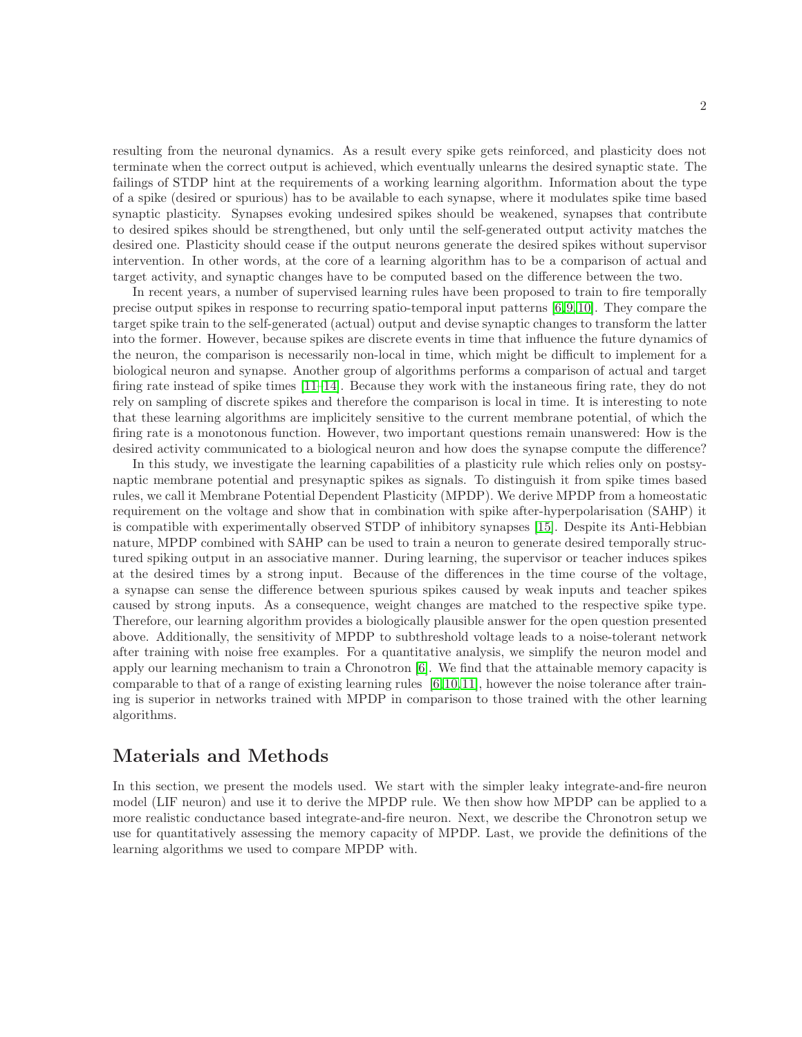resulting from the neuronal dynamics. As a result every spike gets reinforced, and plasticity does not terminate when the correct output is achieved, which eventually unlearns the desired synaptic state. The failings of STDP hint at the requirements of a working learning algorithm. Information about the type of a spike (desired or spurious) has to be available to each synapse, where it modulates spike time based synaptic plasticity. Synapses evoking undesired spikes should be weakened, synapses that contribute to desired spikes should be strengthened, but only until the self-generated output activity matches the desired one. Plasticity should cease if the output neurons generate the desired spikes without supervisor intervention. In other words, at the core of a learning algorithm has to be a comparison of actual and target activity, and synaptic changes have to be computed based on the difference between the two.

In recent years, a number of supervised learning rules have been proposed to train to fire temporally precise output spikes in response to recurring spatio-temporal input patterns [6,9,10]. They compare the target spike train to the self-generated (actual) output and devise synaptic changes to transform the latter into the former. However, because spikes are discrete events in time that influence the future dynamics of the neuron, the comparison is necessarily non-local in time, which might be difficult to implement for a biological neuron and synapse. Another group of algorithms performs a comparison of actual and target firing rate instead of spike times [11–14]. Because they work with the instaneous firing rate, they do not rely on sampling of discrete spikes and therefore the comparison is local in time. It is interesting to note that these learning algorithms are implicitely sensitive to the current membrane potential, of which the firing rate is a monotonous function. However, two important questions remain unanswered: How is the desired activity communicated to a biological neuron and how does the synapse compute the difference?

In this study, we investigate the learning capabilities of a plasticity rule which relies only on postsynaptic membrane potential and presynaptic spikes as signals. To distinguish it from spike times based rules, we call it Membrane Potential Dependent Plasticity (MPDP). We derive MPDP from a homeostatic requirement on the voltage and show that in combination with spike after-hyperpolarisation (SAHP) it is compatible with experimentally observed STDP of inhibitory synapses [15]. Despite its Anti-Hebbian nature, MPDP combined with SAHP can be used to train a neuron to generate desired temporally structured spiking output in an associative manner. During learning, the supervisor or teacher induces spikes at the desired times by a strong input. Because of the differences in the time course of the voltage, a synapse can sense the difference between spurious spikes caused by weak inputs and teacher spikes caused by strong inputs. As a consequence, weight changes are matched to the respective spike type. Therefore, our learning algorithm provides a biologically plausible answer for the open question presented above. Additionally, the sensitivity of MPDP to subthreshold voltage leads to a noise-tolerant network after training with noise free examples. For a quantitative analysis, we simplify the neuron model and apply our learning mechanism to train a Chronotron [6]. We find that the attainable memory capacity is comparable to that of a range of existing learning rules [6,10,11], however the noise tolerance after training is superior in networks trained with MPDP in comparison to those trained with the other learning algorithms.

## Materials and Methods

In this section, we present the models used. We start with the simpler leaky integrate-and-fire neuron model (LIF neuron) and use it to derive the MPDP rule. We then show how MPDP can be applied to a more realistic conductance based integrate-and-fire neuron. Next, we describe the Chronotron setup we use for quantitatively assessing the memory capacity of MPDP. Last, we provide the definitions of the learning algorithms we used to compare MPDP with.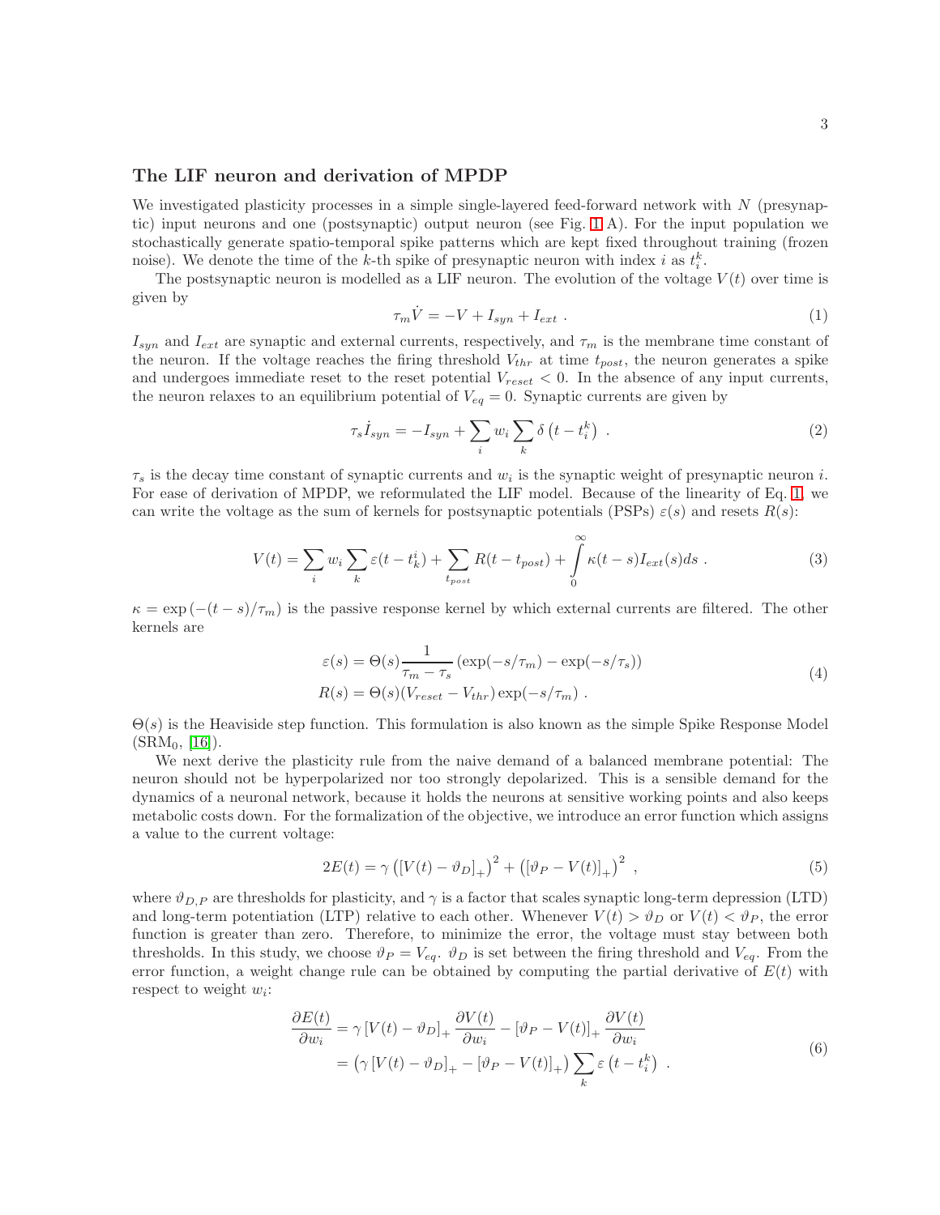### The LIF neuron and derivation of MPDP

We investigated plasticity processes in a simple single-layered feed-forward network with $N$ (presynaptic) input neurons and one (postsynaptic) output neuron (see Fig. 1 A). For the input population we stochastically generate spatio-temporal spike patterns which are kept fixed throughout training (frozen noise). We denote the time of the $k$-th spike of presynaptic neuron with index $i$ as $t_i^k$.

The postsynaptic neuron is modelled as a LIF neuron. The evolution of the voltage $V(t)$ over time is given by

$$\tau_m \dot{V} = -V + I_{syn} + I_{ext} \ . \tag{1}$$

$I_{syn}$ and $I_{ext}$ are synaptic and external currents, respectively, and $\tau_m$ is the membrane time constant of the neuron. If the voltage reaches the firing threshold $V_{thr}$ at time $t_{post}$, the neuron generates a spike and undergoes immediate reset to the reset potential $V_{reset} < 0$. In the absence of any input currents, the neuron relaxes to an equilibrium potential of $V_{eq} = 0$. Synaptic currents are given by

$$\tau_s \dot{I}_{syn} = -I_{syn} + \sum_i w_i \sum_k \delta\left(t - t_i^k\right) \ . \tag{2}$$

$\tau_s$ is the decay time constant of synaptic currents and $w_i$ is the synaptic weight of presynaptic neuron $i$. For ease of derivation of MPDP, we reformulated the LIF model. Because of the linearity of Eq. 1, we can write the voltage as the sum of kernels for postsynaptic potentials (PSPs) $\varepsilon(s)$ and resets $R(s)$:

$$V(t) = \sum_i w_i \sum_k \varepsilon(t - t_k^i) + \sum_{t_{post}} R(t - t_{post}) + \int_0^\infty \kappa(t-s) I_{ext}(s) ds \ . \tag{3}$$

$\kappa = \exp\left(-(t-s)/\tau_m\right)$ is the passive response kernel by which external currents are filtered. The other kernels are

$$\begin{aligned} \varepsilon(s) &= \Theta(s) \frac{1}{\tau_m - \tau_s} \left(\exp(-s/\tau_m) - \exp(-s/\tau_s)\right) \\ R(s) &= \Theta(s)(V_{reset} - V_{thr}) \exp(-s/\tau_m) \ . \end{aligned} \tag{4}$$

$\Theta(s)$ is the Heaviside step function. This formulation is also known as the simple Spike Response Model ($\text{SRM}_0$, [16]).

We next derive the plasticity rule from the naive demand of a balanced membrane potential: The neuron should not be hyperpolarized nor too strongly depolarized. This is a sensible demand for the dynamics of a neuronal network, because it holds the neurons at sensitive working points and also keeps metabolic costs down. For the formalization of the objective, we introduce an error function which assigns a value to the current voltage:

$$2E(t) = \gamma \left(\left[V(t) - \vartheta_D\right]_+\right)^2 + \left(\left[\vartheta_P - V(t)\right]_+\right)^2 \ , \tag{5}$$

where $\vartheta_{D,P}$ are thresholds for plasticity, and $\gamma$ is a factor that scales synaptic long-term depression (LTD) and long-term potentiation (LTP) relative to each other. Whenever $V(t) > \vartheta_D$ or $V(t) < \vartheta_P$, the error function is greater than zero. Therefore, to minimize the error, the voltage must stay between both thresholds. In this study, we choose $\vartheta_P = V_{eq}$. $\vartheta_D$ is set between the firing threshold and $V_{eq}$. From the error function, a weight change rule can be obtained by computing the partial derivative of $E(t)$ with respect to weight $w_i$:

$$\begin{aligned} \frac{\partial E(t)}{\partial w_i} &= \gamma \left[V(t) - \vartheta_D\right]_+ \frac{\partial V(t)}{\partial w_i} - \left[\vartheta_P - V(t)\right]_+ \frac{\partial V(t)}{\partial w_i} \\ &= \left(\gamma \left[V(t) - \vartheta_D\right]_+ - \left[\vartheta_P - V(t)\right]_+\right) \sum_k \varepsilon\left(t - t_i^k\right) \ . \end{aligned} \tag{6}$$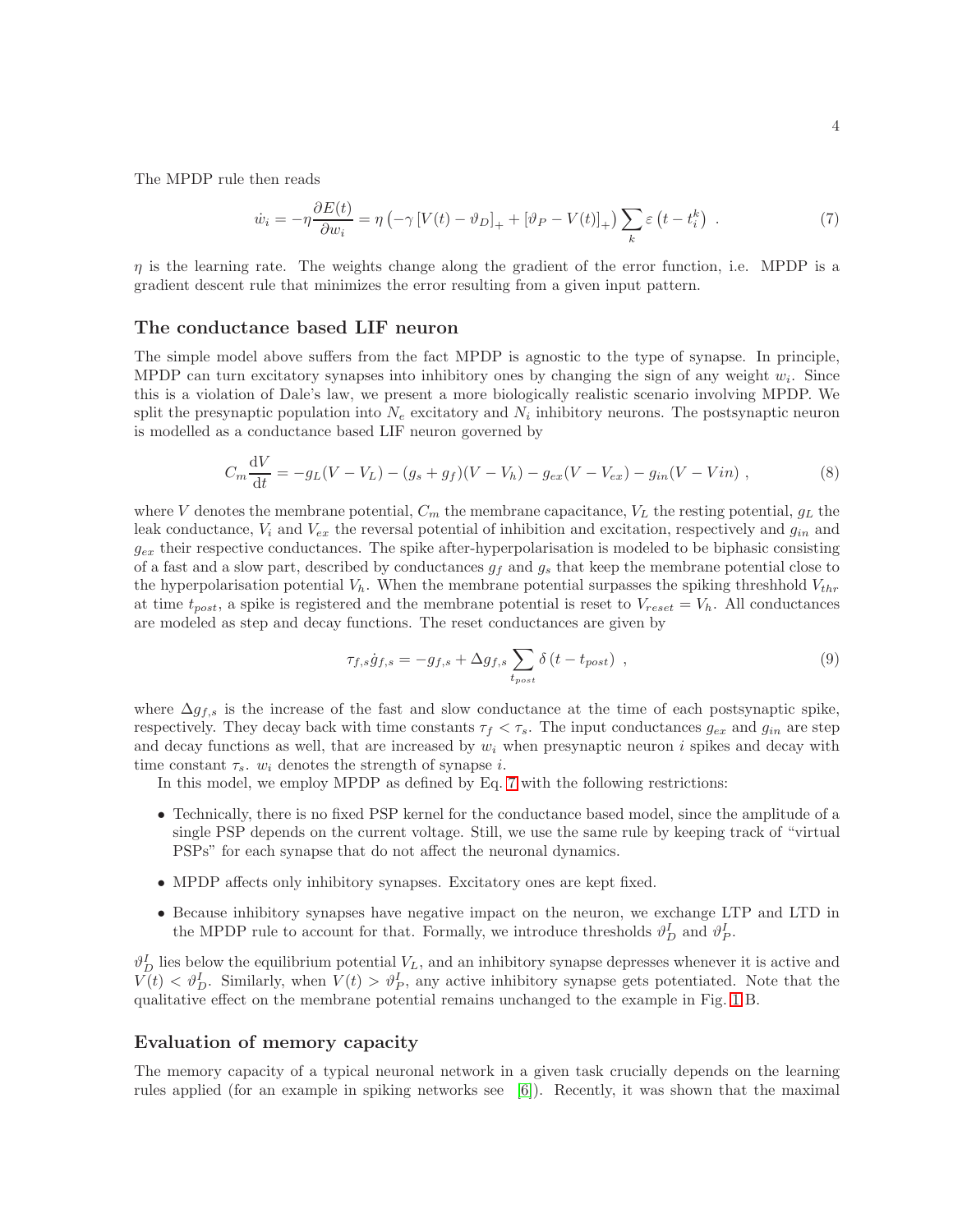The MPDP rule then reads

$$\dot{w}_i = -\eta \frac{\partial E(t)}{\partial w_i} = \eta \left( -\gamma \left[ V(t) - \vartheta_D \right]_+ + \left[ \vartheta_P - V(t) \right]_+ \right) \sum_k \varepsilon \left( t - t_i^k \right) \ . \tag{7}$$

$\eta$ is the learning rate. The weights change along the gradient of the error function, i.e. MPDP is a gradient descent rule that minimizes the error resulting from a given input pattern.

## The conductance based LIF neuron

The simple model above suffers from the fact MPDP is agnostic to the type of synapse. In principle, MPDP can turn excitatory synapses into inhibitory ones by changing the sign of any weight $w_i$. Since this is a violation of Dale's law, we present a more biologically realistic scenario involving MPDP. We split the presynaptic population into $N_e$ excitatory and $N_i$ inhibitory neurons. The postsynaptic neuron is modelled as a conductance based LIF neuron governed by

$$C_m \frac{\mathrm{d}V}{\mathrm{d}t} = -g_L(V - V_L) - (g_s + g_f)(V - V_h) - g_{ex}(V - V_{ex}) - g_{in}(V - Vin) \ , \tag{8}$$

where $V$ denotes the membrane potential, $C_m$ the membrane capacitance, $V_L$ the resting potential, $g_L$ the leak conductance, $V_i$ and $V_{ex}$ the reversal potential of inhibition and excitation, respectively and $g_{in}$ and $g_{ex}$ their respective conductances. The spike after-hyperpolarisation is modeled to be biphasic consisting of a fast and a slow part, described by conductances $g_f$ and $g_s$ that keep the membrane potential close to the hyperpolarisation potential $V_h$. When the membrane potential surpasses the spiking threshhold $V_{thr}$ at time $t_{post}$, a spike is registered and the membrane potential is reset to $V_{reset} = V_h$. All conductances are modeled as step and decay functions. The reset conductances are given by

$$\tau_{f,s} \dot{g}_{f,s} = -g_{f,s} + \Delta g_{f,s} \sum_{t_{post}} \delta \left( t - t_{post} \right) \ , \tag{9}$$

where $\Delta g_{f,s}$ is the increase of the fast and slow conductance at the time of each postsynaptic spike, respectively. They decay back with time constants $\tau_f < \tau_s$. The input conductances $g_{ex}$ and $g_{in}$ are step and decay functions as well, that are increased by $w_i$ when presynaptic neuron $i$ spikes and decay with time constant $\tau_s$. $w_i$ denotes the strength of synapse $i$.

In this model, we employ MPDP as defined by Eq. 7 with the following restrictions:

- Technically, there is no fixed PSP kernel for the conductance based model, since the amplitude of a single PSP depends on the current voltage. Still, we use the same rule by keeping track of "virtual PSPs" for each synapse that do not affect the neuronal dynamics.
- MPDP affects only inhibitory synapses. Excitatory ones are kept fixed.
- Because inhibitory synapses have negative impact on the neuron, we exchange LTP and LTD in the MPDP rule to account for that. Formally, we introduce thresholds $\vartheta_D^I$ and $\vartheta_P^I$.

$\vartheta_D^I$ lies below the equilibrium potential $V_L$, and an inhibitory synapse depresses whenever it is active and $V(t) < \vartheta_D^I$. Similarly, when $V(t) > \vartheta_P^I$, any active inhibitory synapse gets potentiated. Note that the qualitative effect on the membrane potential remains unchanged to the example in Fig. 1B.

## Evaluation of memory capacity

The memory capacity of a typical neuronal network in a given task crucially depends on the learning rules applied (for an example in spiking networks see [6]). Recently, it was shown that the maximal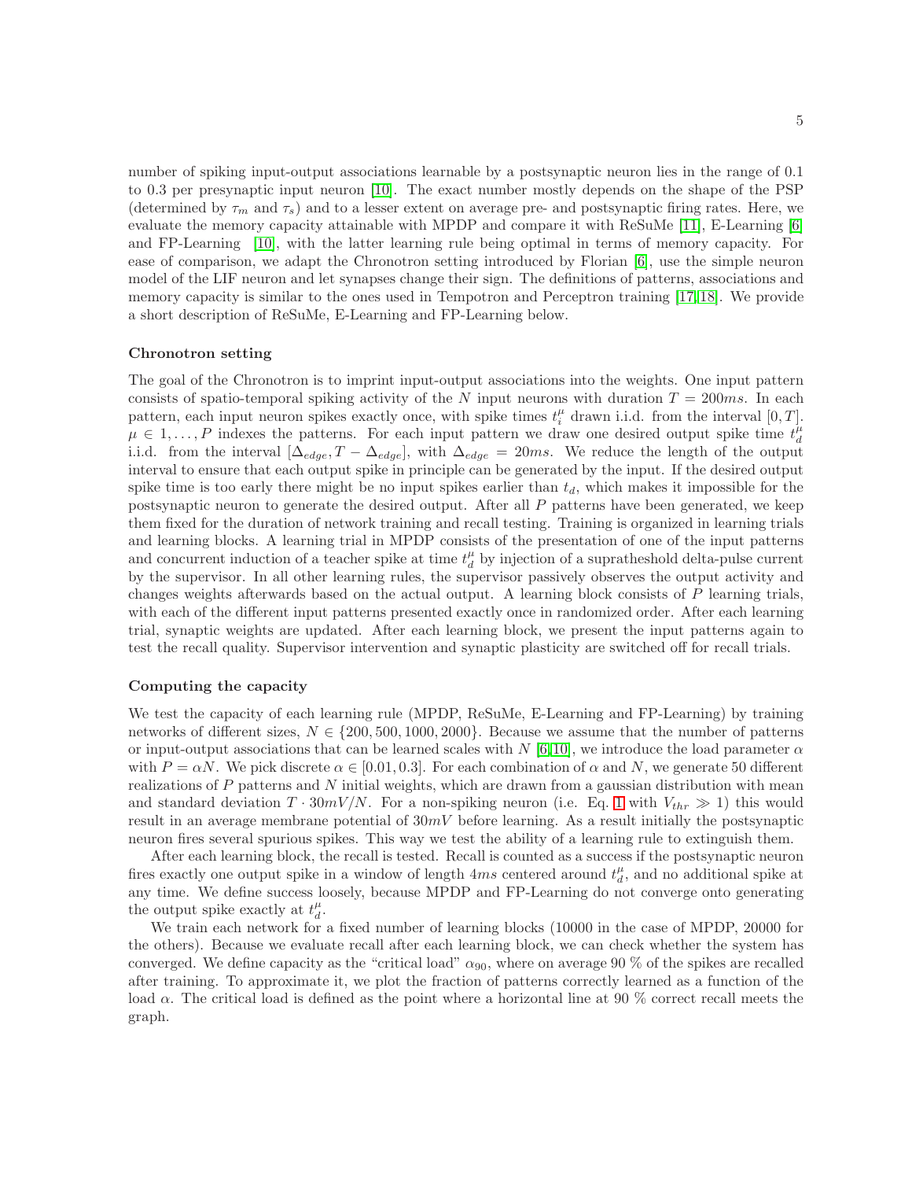number of spiking input-output associations learnable by a postsynaptic neuron lies in the range of 0.1 to 0.3 per presynaptic input neuron [10]. The exact number mostly depends on the shape of the PSP (determined by $\tau_m$ and $\tau_s$) and to a lesser extent on average pre- and postsynaptic firing rates. Here, we evaluate the memory capacity attainable with MPDP and compare it with ReSuMe [11], E-Learning [6] and FP-Learning [10], with the latter learning rule being optimal in terms of memory capacity. For ease of comparison, we adapt the Chronotron setting introduced by Florian [6], use the simple neuron model of the LIF neuron and let synapses change their sign. The definitions of patterns, associations and memory capacity is similar to the ones used in Tempotron and Perceptron training [17,18]. We provide a short description of ReSuMe, E-Learning and FP-Learning below.

### Chronotron setting

The goal of the Chronotron is to imprint input-output associations into the weights. One input pattern consists of spatio-temporal spiking activity of the $N$ input neurons with duration $T = 200ms$. In each pattern, each input neuron spikes exactly once, with spike times $t_i^\mu$ drawn i.i.d. from the interval $[0, T]$. $\mu \in 1, \dots, P$ indexes the patterns. For each input pattern we draw one desired output spike time $t_d^\mu$ i.i.d. from the interval $[\Delta_{edge}, T - \Delta_{edge}]$, with $\Delta_{edge} = 20ms$. We reduce the length of the output interval to ensure that each output spike in principle can be generated by the input. If the desired output spike time is too early there might be no input spikes earlier than $t_d$, which makes it impossible for the postsynaptic neuron to generate the desired output. After all $P$ patterns have been generated, we keep them fixed for the duration of network training and recall testing. Training is organized in learning trials and learning blocks. A learning trial in MPDP consists of the presentation of one of the input patterns and concurrent induction of a teacher spike at time $t_d^\mu$ by injection of a supratheshold delta-pulse current by the supervisor. In all other learning rules, the supervisor passively observes the output activity and changes weights afterwards based on the actual output. A learning block consists of $P$ learning trials, with each of the different input patterns presented exactly once in randomized order. After each learning trial, synaptic weights are updated. After each learning block, we present the input patterns again to test the recall quality. Supervisor intervention and synaptic plasticity are switched off for recall trials.

### Computing the capacity

We test the capacity of each learning rule (MPDP, ReSuMe, E-Learning and FP-Learning) by training networks of different sizes, $N \in \{200, 500, 1000, 2000\}$. Because we assume that the number of patterns or input-output associations that can be learned scales with $N$ [6,10], we introduce the load parameter $\alpha$ with $P = \alpha N$. We pick discrete $\alpha \in [0.01, 0.3]$. For each combination of $\alpha$ and $N$, we generate 50 different realizations of $P$ patterns and $N$ initial weights, which are drawn from a gaussian distribution with mean and standard deviation $T \cdot 30mV/N$. For a non-spiking neuron (i.e. Eq. 1 with $V_{thr} \gg 1$) this would result in an average membrane potential of $30mV$ before learning. As a result initially the postsynaptic neuron fires several spurious spikes. This way we test the ability of a learning rule to extinguish them.

After each learning block, the recall is tested. Recall is counted as a success if the postsynaptic neuron fires exactly one output spike in a window of length $4ms$ centered around $t_d^\mu$, and no additional spike at any time. We define success loosely, because MPDP and FP-Learning do not converge onto generating the output spike exactly at $t_d^\mu$.

We train each network for a fixed number of learning blocks (10000 in the case of MPDP, 20000 for the others). Because we evaluate recall after each learning block, we can check whether the system has converged. We define capacity as the "critical load" $\alpha_{90}$, where on average 90 % of the spikes are recalled after training. To approximate it, we plot the fraction of patterns correctly learned as a function of the load $\alpha$. The critical load is defined as the point where a horizontal line at 90 % correct recall meets the graph.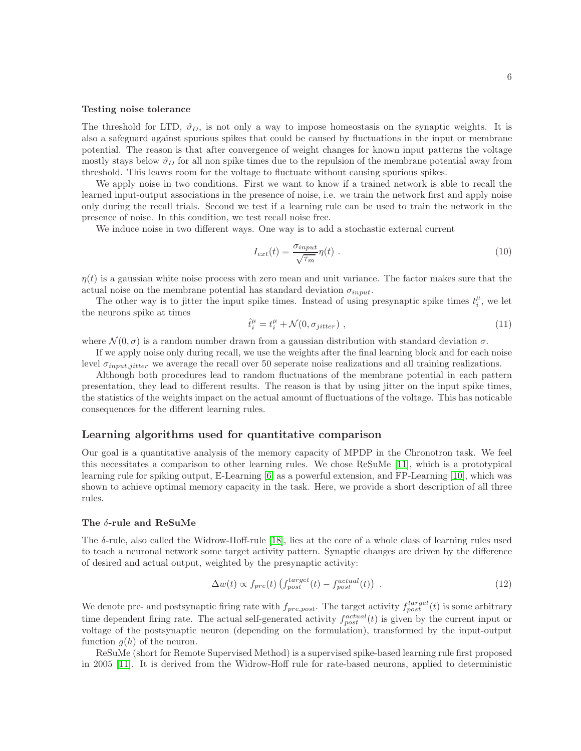### Testing noise tolerance

The threshold for LTD, $\vartheta_D$, is not only a way to impose homeostasis on the synaptic weights. It is also a safeguard against spurious spikes that could be caused by fluctuations in the input or membrane potential. The reason is that after convergence of weight changes for known input patterns the voltage mostly stays below $\vartheta_D$ for all non spike times due to the repulsion of the membrane potential away from threshold. This leaves room for the voltage to fluctuate without causing spurious spikes.

We apply noise in two conditions. First we want to know if a trained network is able to recall the learned input-output associations in the presence of noise, i.e. we train the network first and apply noise only during the recall trials. Second we test if a learning rule can be used to train the network in the presence of noise. In this condition, we test recall noise free.

We induce noise in two different ways. One way is to add a stochastic external current

$$I_{ext}(t) = \frac{\sigma_{input}}{\sqrt{\tau_m}} \eta(t) \ . \tag{10}$$

$\eta(t)$ is a gaussian white noise process with zero mean and unit variance. The factor makes sure that the actual noise on the membrane potential has standard deviation $\sigma_{input}$.

The other way is to jitter the input spike times. Instead of using presynaptic spike times $t_i^\mu$, we let the neurons spike at times

$$\hat{t}_i^\mu = t_i^\mu + \mathcal{N}(0, \sigma_{jitter}) \ , \tag{11}$$

where $\mathcal{N}(0, \sigma)$ is a random number drawn from a gaussian distribution with standard deviation $\sigma$.

If we apply noise only during recall, we use the weights after the final learning block and for each noise level $\sigma_{input,jitter}$ we average the recall over 50 seperate noise realizations and all training realizations.

Although both procedures lead to random fluctuations of the membrane potential in each pattern presentation, they lead to different results. The reason is that by using jitter on the input spike times, the statistics of the weights impact on the actual amount of fluctuations of the voltage. This has noticable consequences for the different learning rules.

## Learning algorithms used for quantitative comparison

Our goal is a quantitative analysis of the memory capacity of MPDP in the Chronotron task. We feel this necessitates a comparison to other learning rules. We chose ReSuMe [11], which is a prototypical learning rule for spiking output, E-Learning [6] as a powerful extension, and FP-Learning [10], which was shown to achieve optimal memory capacity in the task. Here, we provide a short description of all three rules.

### The $\delta$-rule and ReSuMe

The $\delta$-rule, also called the Widrow-Hoff-rule [18], lies at the core of a whole class of learning rules used to teach a neuronal network some target activity pattern. Synaptic changes are driven by the difference of desired and actual output, weighted by the presynaptic activity:

$$\Delta w(t) \propto f_{pre}(t) \left( f_{post}^{target}(t) - f_{post}^{actual}(t) \right) \ . \tag{12}$$

We denote pre- and postsynaptic firing rate with $f_{pre,post}$. The target activity $f_{post}^{target}(t)$ is some arbitrary time dependent firing rate. The actual self-generated activity $f_{post}^{actual}(t)$ is given by the current input or voltage of the postsynaptic neuron (depending on the formulation), transformed by the input-output function $g(h)$ of the neuron.

ReSuMe (short for Remote Supervised Method) is a supervised spike-based learning rule first proposed in 2005 [11]. It is derived from the Widrow-Hoff rule for rate-based neurons, applied to deterministic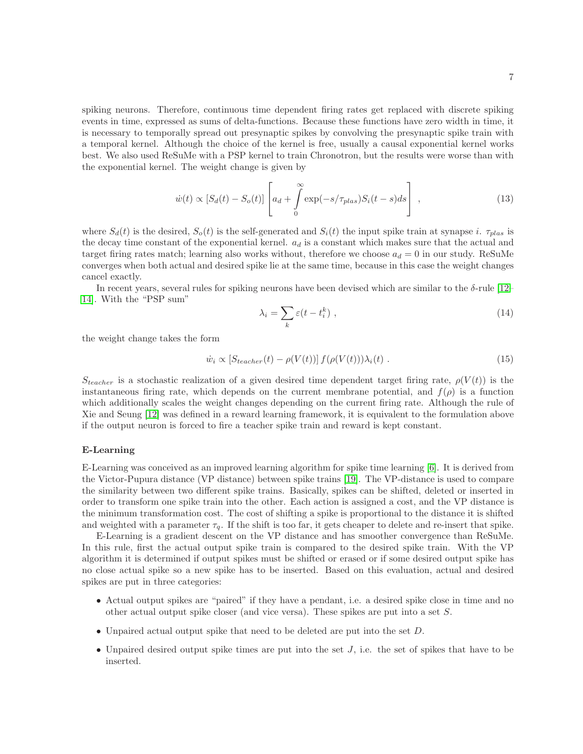spiking neurons. Therefore, continuous time dependent firing rates get replaced with discrete spiking events in time, expressed as sums of delta-functions. Because these functions have zero width in time, it is necessary to temporally spread out presynaptic spikes by convolving the presynaptic spike train with a temporal kernel. Although the choice of the kernel is free, usually a causal exponential kernel works best. We also used ReSuMe with a PSP kernel to train Chronotron, but the results were worse than with the exponential kernel. The weight change is given by

$$\dot{w}(t) \propto [S_d(t) - S_o(t)] \left[ a_d + \int_0^\infty \exp(-s/\tau_{plas}) S_i(t-s) ds \right] , \tag{13}$$

where $S_d(t)$ is the desired, $S_o(t)$ is the self-generated and $S_i(t)$ the input spike train at synapse $i$. $\tau_{plas}$ is the decay time constant of the exponential kernel. $a_d$ is a constant which makes sure that the actual and target firing rates match; learning also works without, therefore we choose $a_d = 0$ in our study. ReSuMe converges when both actual and desired spike lie at the same time, because in this case the weight changes cancel exactly.

In recent years, several rules for spiking neurons have been devised which are similar to the $\delta$-rule [12]-[14]. With the "PSP sum"

$$\lambda_i = \sum_k \varepsilon(t - t_i^k) , \tag{14}$$

the weight change takes the form

$$\dot{w}_i \propto [S_{teacher}(t) - \rho(V(t))] \, f(\rho(V(t))) \lambda_i(t) . \tag{15}$$

$S_{teacher}$ is a stochastic realization of a given desired time dependent target firing rate, $\rho(V(t))$ is the instantaneous firing rate, which depends on the current membrane potential, and $f(\rho)$ is a function which additionally scales the weight changes depending on the current firing rate. Although the rule of Xie and Seung [12] was defined in a reward learning framework, it is equivalent to the formulation above if the output neuron is forced to fire a teacher spike train and reward is kept constant.

**E-Learning**

E-Learning was conceived as an improved learning algorithm for spike time learning [6]. It is derived from the Victor-Pupura distance (VP distance) between spike trains [19]. The VP-distance is used to compare the similarity between two different spike trains. Basically, spikes can be shifted, deleted or inserted in order to transform one spike train into the other. Each action is assigned a cost, and the VP distance is the minimum transformation cost. The cost of shifting a spike is proportional to the distance it is shifted and weighted with a parameter $\tau_q$. If the shift is too far, it gets cheaper to delete and re-insert that spike.

E-Learning is a gradient descent on the VP distance and has smoother convergence than ReSuMe. In this rule, first the actual output spike train is compared to the desired spike train. With the VP algorithm it is determined if output spikes must be shifted or erased or if some desired output spike has no close actual spike so a new spike has to be inserted. Based on this evaluation, actual and desired spikes are put in three categories:

- Actual output spikes are "paired" if they have a pendant, i.e. a desired spike close in time and no other actual output spike closer (and vice versa). These spikes are put into a set $S$.
- Unpaired actual output spike that need to be deleted are put into the set $D$.
- Unpaired desired output spike times are put into the set $J$, i.e. the set of spikes that have to be inserted.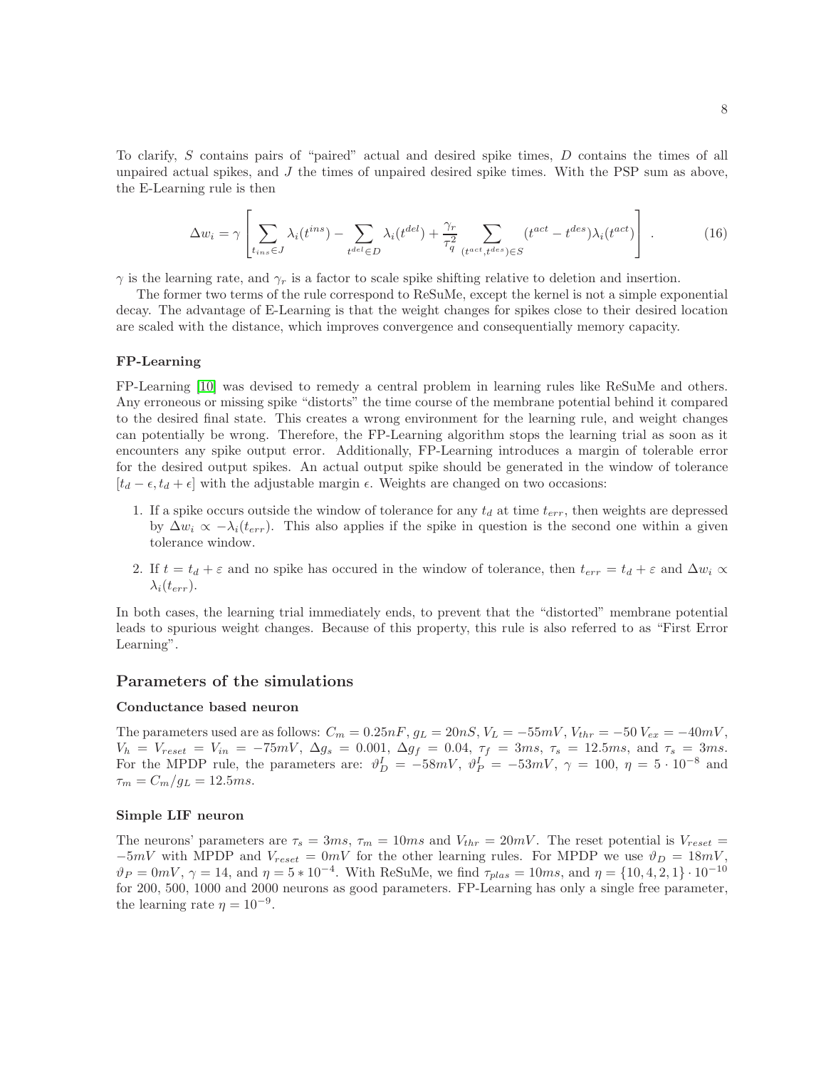To clarify, $S$ contains pairs of "paired" actual and desired spike times, $D$ contains the times of all unpaired actual spikes, and $J$ the times of unpaired desired spike times. With the PSP sum as above, the E-Learning rule is then

$$\Delta w_i = \gamma \left[ \sum_{t_{ins} \in J} \lambda_i(t^{ins}) - \sum_{t^{del} \in D} \lambda_i(t^{del}) + \frac{\gamma_r}{\tau_q^2} \sum_{(t^{act}, t^{des}) \in S} (t^{act} - t^{des}) \lambda_i(t^{act}) \right] . \tag{16}$$

$\gamma$ is the learning rate, and $\gamma_r$ is a factor to scale spike shifting relative to deletion and insertion.

The former two terms of the rule correspond to ReSuMe, except the kernel is not a simple exponential decay. The advantage of E-Learning is that the weight changes for spikes close to their desired location are scaled with the distance, which improves convergence and consequentially memory capacity.

### FP-Learning

FP-Learning [10] was devised to remedy a central problem in learning rules like ReSuMe and others. Any erroneous or missing spike "distorts" the time course of the membrane potential behind it compared to the desired final state. This creates a wrong environment for the learning rule, and weight changes can potentially be wrong. Therefore, the FP-Learning algorithm stops the learning trial as soon as it encounters any spike output error. Additionally, FP-Learning introduces a margin of tolerable error for the desired output spikes. An actual output spike should be generated in the window of tolerance $[t_d - \epsilon, t_d + \epsilon]$ with the adjustable margin $\epsilon$. Weights are changed on two occasions:

1. If a spike occurs outside the window of tolerance for any $t_d$ at time $t_{err}$, then weights are depressed by $\Delta w_i \propto -\lambda_i(t_{err})$. This also applies if the spike in question is the second one within a given tolerance window.
2. If $t = t_d + \varepsilon$ and no spike has occured in the window of tolerance, then $t_{err} = t_d + \varepsilon$ and $\Delta w_i \propto \lambda_i(t_{err})$.

In both cases, the learning trial immediately ends, to prevent that the "distorted" membrane potential leads to spurious weight changes. Because of this property, this rule is also referred to as "First Error Learning".

## Parameters of the simulations

### Conductance based neuron

The parameters used are as follows: $C_m = 0.25nF$, $g_L = 20nS$, $V_L = -55mV$, $V_{thr} = -50$ $V_{ex} = -40mV$, $V_h = V_{reset} = V_{in} = -75mV$, $\Delta g_s = 0.001$, $\Delta g_f = 0.04$, $\tau_f = 3ms$, $\tau_s = 12.5ms$, and $\tau_s = 3ms$. For the MPDP rule, the parameters are: $\vartheta_D^I = -58mV$, $\vartheta_P^I = -53mV$, $\gamma = 100$, $\eta = 5 \cdot 10^{-8}$ and $\tau_m = C_m/g_L = 12.5ms$.

### Simple LIF neuron

The neurons' parameters are $\tau_s = 3ms$, $\tau_m = 10ms$ and $V_{thr} = 20mV$. The reset potential is $V_{reset} = -5mV$ with MPDP and $V_{reset} = 0mV$ for the other learning rules. For MPDP we use $\vartheta_D = 18mV$, $\vartheta_P = 0mV$, $\gamma = 14$, and $\eta = 5 * 10^{-4}$. With ReSuMe, we find $\tau_{plas} = 10ms$, and $\eta = \{10, 4, 2, 1\} \cdot 10^{-10}$ for 200, 500, 1000 and 2000 neurons as good parameters. FP-Learning has only a single free parameter, the learning rate $\eta = 10^{-9}$.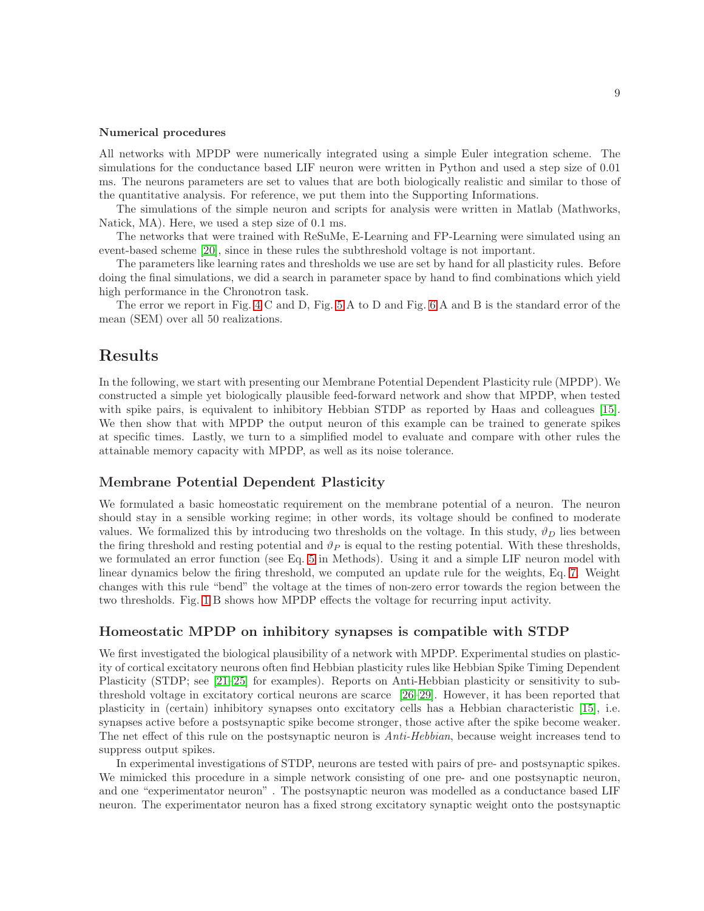#### Numerical procedures

All networks with MPDP were numerically integrated using a simple Euler integration scheme. The simulations for the conductance based LIF neuron were written in Python and used a step size of 0.01 ms. The neurons parameters are set to values that are both biologically realistic and similar to those of the quantitative analysis. For reference, we put them into the Supporting Informations.

The simulations of the simple neuron and scripts for analysis were written in Matlab (Mathworks, Natick, MA). Here, we used a step size of 0.1 ms.

The networks that were trained with ReSuMe, E-Learning and FP-Learning were simulated using an event-based scheme [20], since in these rules the subthreshold voltage is not important.

The parameters like learning rates and thresholds we use are set by hand for all plasticity rules. Before doing the final simulations, we did a search in parameter space by hand to find combinations which yield high performance in the Chronotron task.

The error we report in Fig. 4 C and D, Fig. 5 A to D and Fig. 6 A and B is the standard error of the mean (SEM) over all 50 realizations.

# Results

In the following, we start with presenting our Membrane Potential Dependent Plasticity rule (MPDP). We constructed a simple yet biologically plausible feed-forward network and show that MPDP, when tested with spike pairs, is equivalent to inhibitory Hebbian STDP as reported by Haas and colleagues [15]. We then show that with MPDP the output neuron of this example can be trained to generate spikes at specific times. Lastly, we turn to a simplified model to evaluate and compare with other rules the attainable memory capacity with MPDP, as well as its noise tolerance.

## Membrane Potential Dependent Plasticity

We formulated a basic homeostatic requirement on the membrane potential of a neuron. The neuron should stay in a sensible working regime; in other words, its voltage should be confined to moderate values. We formalized this by introducing two thresholds on the voltage. In this study, $\vartheta_D$ lies between the firing threshold and resting potential and $\vartheta_P$ is equal to the resting potential. With these thresholds, we formulated an error function (see Eq. 5 in Methods). Using it and a simple LIF neuron model with linear dynamics below the firing threshold, we computed an update rule for the weights, Eq. 7. Weight changes with this rule "bend" the voltage at the times of non-zero error towards the region between the two thresholds. Fig. 1 B shows how MPDP effects the voltage for recurring input activity.

## Homeostatic MPDP on inhibitory synapses is compatible with STDP

We first investigated the biological plausibility of a network with MPDP. Experimental studies on plasticity of cortical excitatory neurons often find Hebbian plasticity rules like Hebbian Spike Timing Dependent Plasticity (STDP; see [21–25] for examples). Reports on Anti-Hebbian plasticity or sensitivity to subthreshold voltage in excitatory cortical neurons are scarce [26–29]. However, it has been reported that plasticity in (certain) inhibitory synapses onto excitatory cells has a Hebbian characteristic [15], i.e. synapses active before a postsynaptic spike become stronger, those active after the spike become weaker. The net effect of this rule on the postsynaptic neuron is *Anti-Hebbian*, because weight increases tend to suppress output spikes.

In experimental investigations of STDP, neurons are tested with pairs of pre- and postsynaptic spikes. We mimicked this procedure in a simple network consisting of one pre- and one postsynaptic neuron, and one "experimentator neuron" . The postsynaptic neuron was modelled as a conductance based LIF neuron. The experimentator neuron has a fixed strong excitatory synaptic weight onto the postsynaptic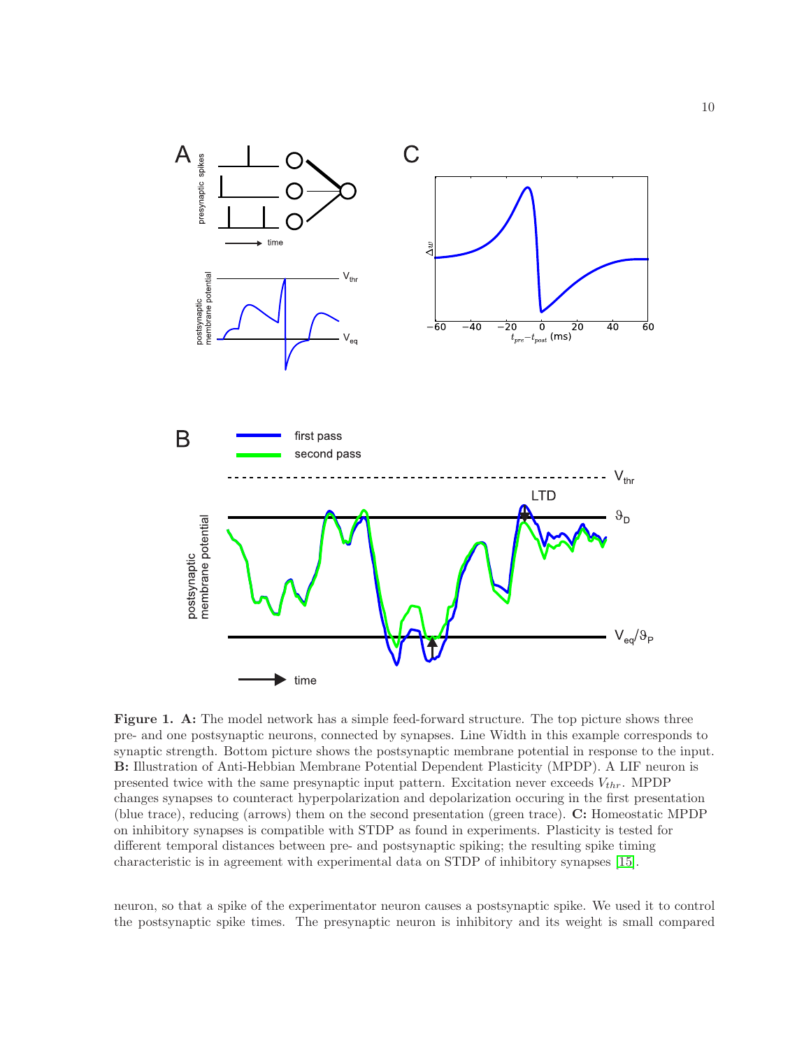**Figure 1. A:** The model network has a simple feed-forward structure. The top picture shows three pre- and one postsynaptic neurons, connected by synapses. Line Width in this example corresponds to synaptic strength. Bottom picture shows the postsynaptic membrane potential in response to the input. **B:** Illustration of Anti-Hebbian Membrane Potential Dependent Plasticity (MPDP). A LIF neuron is presented twice with the same presynaptic input pattern. Excitation never exceeds $V_{thr}$. MPDP changes synapses to counteract hyperpolarization and depolarization occuring in the first presentation (blue trace), reducing (arrows) them on the second presentation (green trace). **C:** Homeostatic MPDP on inhibitory synapses is compatible with STDP as found in experiments. Plasticity is tested for different temporal distances between pre- and postsynaptic spiking; the resulting spike timing characteristic is in agreement with experimental data on STDP of inhibitory synapses [15].

neuron, so that a spike of the experimentator neuron causes a postsynaptic spike. We used it to control the postsynaptic spike times. The presynaptic neuron is inhibitory and its weight is small compared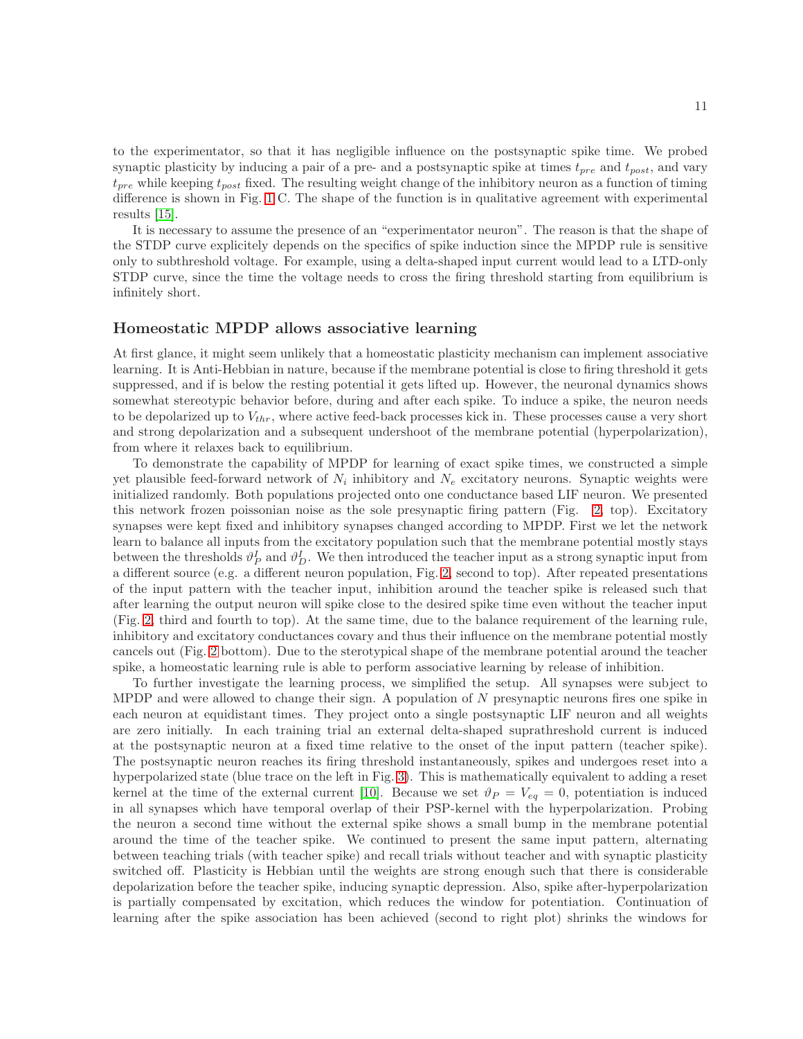to the experimentator, so that it has negligible influence on the postsynaptic spike time. We probed synaptic plasticity by inducing a pair of a pre- and a postsynaptic spike at times $t_{pre}$ and $t_{post}$, and vary $t_{pre}$ while keeping $t_{post}$ fixed. The resulting weight change of the inhibitory neuron as a function of timing difference is shown in Fig. 1 C. The shape of the function is in qualitative agreement with experimental results [15].

It is necessary to assume the presence of an "experimentator neuron". The reason is that the shape of the STDP curve explicitely depends on the specifics of spike induction since the MPDP rule is sensitive only to subthreshold voltage. For example, using a delta-shaped input current would lead to a LTD-only STDP curve, since the time the voltage needs to cross the firing threshold starting from equilibrium is infinitely short.

## Homeostatic MPDP allows associative learning

At first glance, it might seem unlikely that a homeostatic plasticity mechanism can implement associative learning. It is Anti-Hebbian in nature, because if the membrane potential is close to firing threshold it gets suppressed, and if is below the resting potential it gets lifted up. However, the neuronal dynamics shows somewhat stereotypic behavior before, during and after each spike. To induce a spike, the neuron needs to be depolarized up to $V_{thr}$, where active feed-back processes kick in. These processes cause a very short and strong depolarization and a subsequent undershoot of the membrane potential (hyperpolarization), from where it relaxes back to equilibrium.

To demonstrate the capability of MPDP for learning of exact spike times, we constructed a simple yet plausible feed-forward network of $N_i$ inhibitory and $N_e$ excitatory neurons. Synaptic weights were initialized randomly. Both populations projected onto one conductance based LIF neuron. We presented this network frozen poissonian noise as the sole presynaptic firing pattern (Fig. 2, top). Excitatory synapses were kept fixed and inhibitory synapses changed according to MPDP. First we let the network learn to balance all inputs from the excitatory population such that the membrane potential mostly stays between the thresholds $\vartheta_P^I$ and $\vartheta_D^I$. We then introduced the teacher input as a strong synaptic input from a different source (e.g. a different neuron population, Fig. 2, second to top). After repeated presentations of the input pattern with the teacher input, inhibition around the teacher spike is released such that after learning the output neuron will spike close to the desired spike time even without the teacher input (Fig. 2, third and fourth to top). At the same time, due to the balance requirement of the learning rule, inhibitory and excitatory conductances covary and thus their influence on the membrane potential mostly cancels out (Fig. 2 bottom). Due to the sterotypical shape of the membrane potential around the teacher spike, a homeostatic learning rule is able to perform associative learning by release of inhibition.

To further investigate the learning process, we simplified the setup. All synapses were subject to MPDP and were allowed to change their sign. A population of $N$ presynaptic neurons fires one spike in each neuron at equidistant times. They project onto a single postsynaptic LIF neuron and all weights are zero initially. In each training trial an external delta-shaped suprathreshold current is induced at the postsynaptic neuron at a fixed time relative to the onset of the input pattern (teacher spike). The postsynaptic neuron reaches its firing threshold instantaneously, spikes and undergoes reset into a hyperpolarized state (blue trace on the left in Fig. 3). This is mathematically equivalent to adding a reset kernel at the time of the external current [10]. Because we set $\vartheta_P = V_{eq} = 0$, potentiation is induced in all synapses which have temporal overlap of their PSP-kernel with the hyperpolarization. Probing the neuron a second time without the external spike shows a small bump in the membrane potential around the time of the teacher spike. We continued to present the same input pattern, alternating between teaching trials (with teacher spike) and recall trials without teacher and with synaptic plasticity switched off. Plasticity is Hebbian until the weights are strong enough such that there is considerable depolarization before the teacher spike, inducing synaptic depression. Also, spike after-hyperpolarization is partially compensated by excitation, which reduces the window for potentiation. Continuation of learning after the spike association has been achieved (second to right plot) shrinks the windows for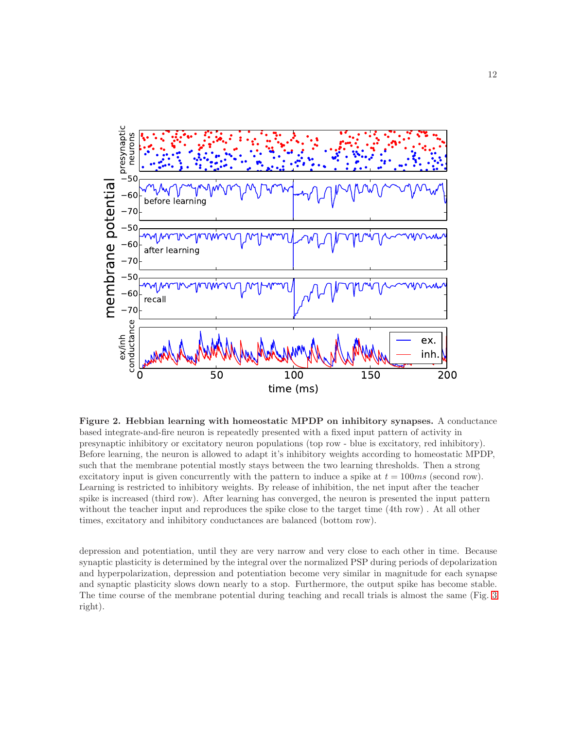**Figure 2. Hebbian learning with homeostatic MPDP on inhibitory synapses.** A conductance based integrate-and-fire neuron is repeatedly presented with a fixed input pattern of activity in presynaptic inhibitory or excitatory neuron populations (top row - blue is excitatory, red inhibitory). Before learning, the neuron is allowed to adapt it's inhibitory weights according to homeostatic MPDP, such that the membrane potential mostly stays between the two learning thresholds. Then a strong excitatory input is given concurrently with the pattern to induce a spike at $t = 100ms$ (second row). Learning is restricted to inhibitory weights. By release of inhibition, the net input after the teacher spike is increased (third row). After learning has converged, the neuron is presented the input pattern without the teacher input and reproduces the spike close to the target time (4th row) . At all other times, excitatory and inhibitory conductances are balanced (bottom row).

depression and potentiation, until they are very narrow and very close to each other in time. Because synaptic plasticity is determined by the integral over the normalized PSP during periods of depolarization and hyperpolarization, depression and potentiation become very similar in magnitude for each synapse and synaptic plasticity slows down nearly to a stop. Furthermore, the output spike has become stable. The time course of the membrane potential during teaching and recall trials is almost the same (Fig. 3 right).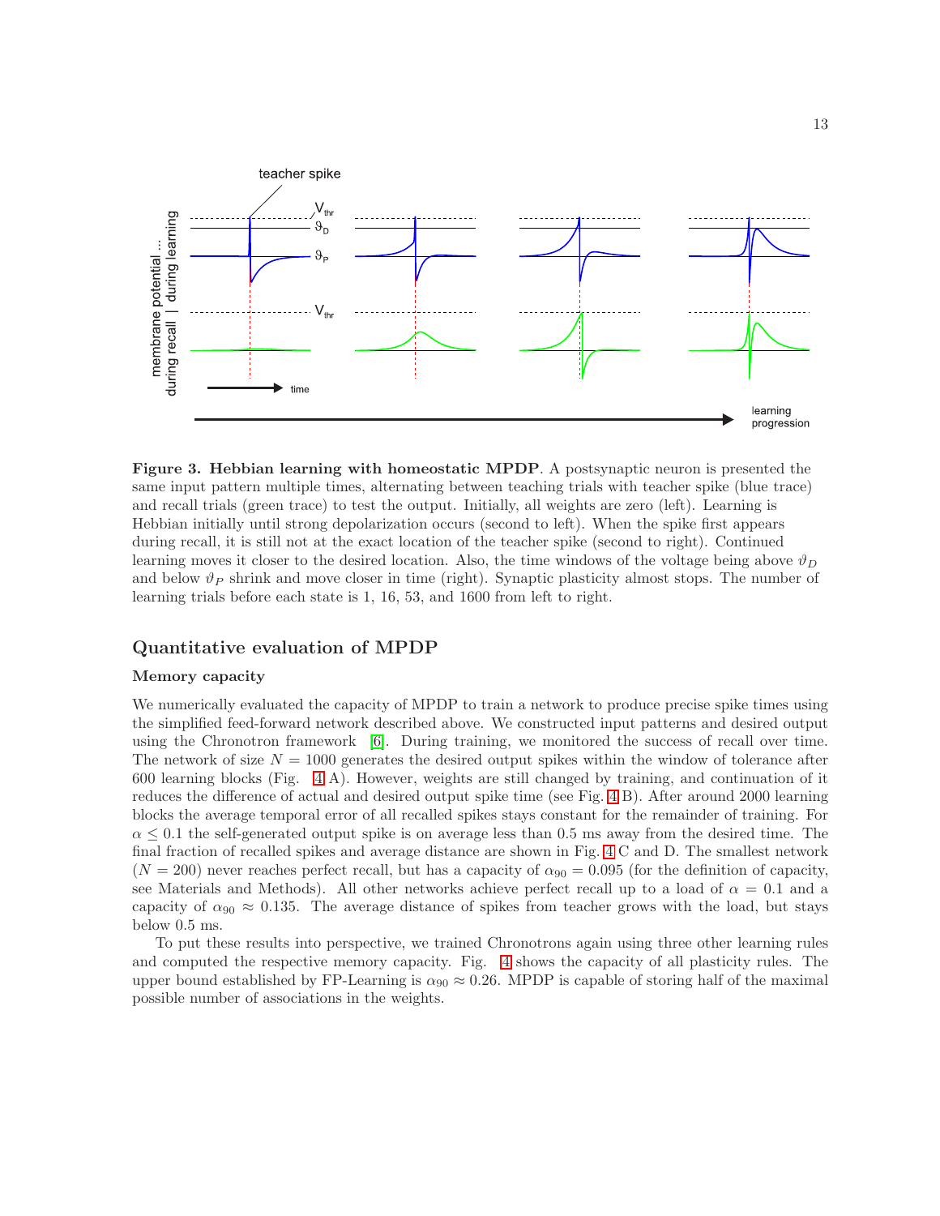**Figure 3. Hebbian learning with homeostatic MPDP**. A postsynaptic neuron is presented the same input pattern multiple times, alternating between teaching trials with teacher spike (blue trace) and recall trials (green trace) to test the output. Initially, all weights are zero (left). Learning is Hebbian initially until strong depolarization occurs (second to left). When the spike first appears during recall, it is still not at the exact location of the teacher spike (second to right). Continued learning moves it closer to the desired location. Also, the time windows of the voltage being above $\vartheta_D$ and below $\vartheta_P$ shrink and move closer in time (right). Synaptic plasticity almost stops. The number of learning trials before each state is 1, 16, 53, and 1600 from left to right.

## Quantitative evaluation of MPDP

### Memory capacity

We numerically evaluated the capacity of MPDP to train a network to produce precise spike times using the simplified feed-forward network described above. We constructed input patterns and desired output using the Chronotron framework [6]. During training, we monitored the success of recall over time. The network of size $N = 1000$ generates the desired output spikes within the window of tolerance after 600 learning blocks (Fig. 4 A). However, weights are still changed by training, and continuation of it reduces the difference of actual and desired output spike time (see Fig. 4 B). After around 2000 learning blocks the average temporal error of all recalled spikes stays constant for the remainder of training. For $\alpha \leq 0.1$ the self-generated output spike is on average less than 0.5 ms away from the desired time. The final fraction of recalled spikes and average distance are shown in Fig. 4 C and D. The smallest network ($N = 200$) never reaches perfect recall, but has a capacity of $\alpha_{90} = 0.095$ (for the definition of capacity, see Materials and Methods). All other networks achieve perfect recall up to a load of $\alpha = 0.1$ and a capacity of $\alpha_{90} \approx 0.135$. The average distance of spikes from teacher grows with the load, but stays below 0.5 ms.

To put these results into perspective, we trained Chronotrons again using three other learning rules and computed the respective memory capacity. Fig. 4 shows the capacity of all plasticity rules. The upper bound established by FP-Learning is $\alpha_{90} \approx 0.26$. MPDP is capable of storing half of the maximal possible number of associations in the weights.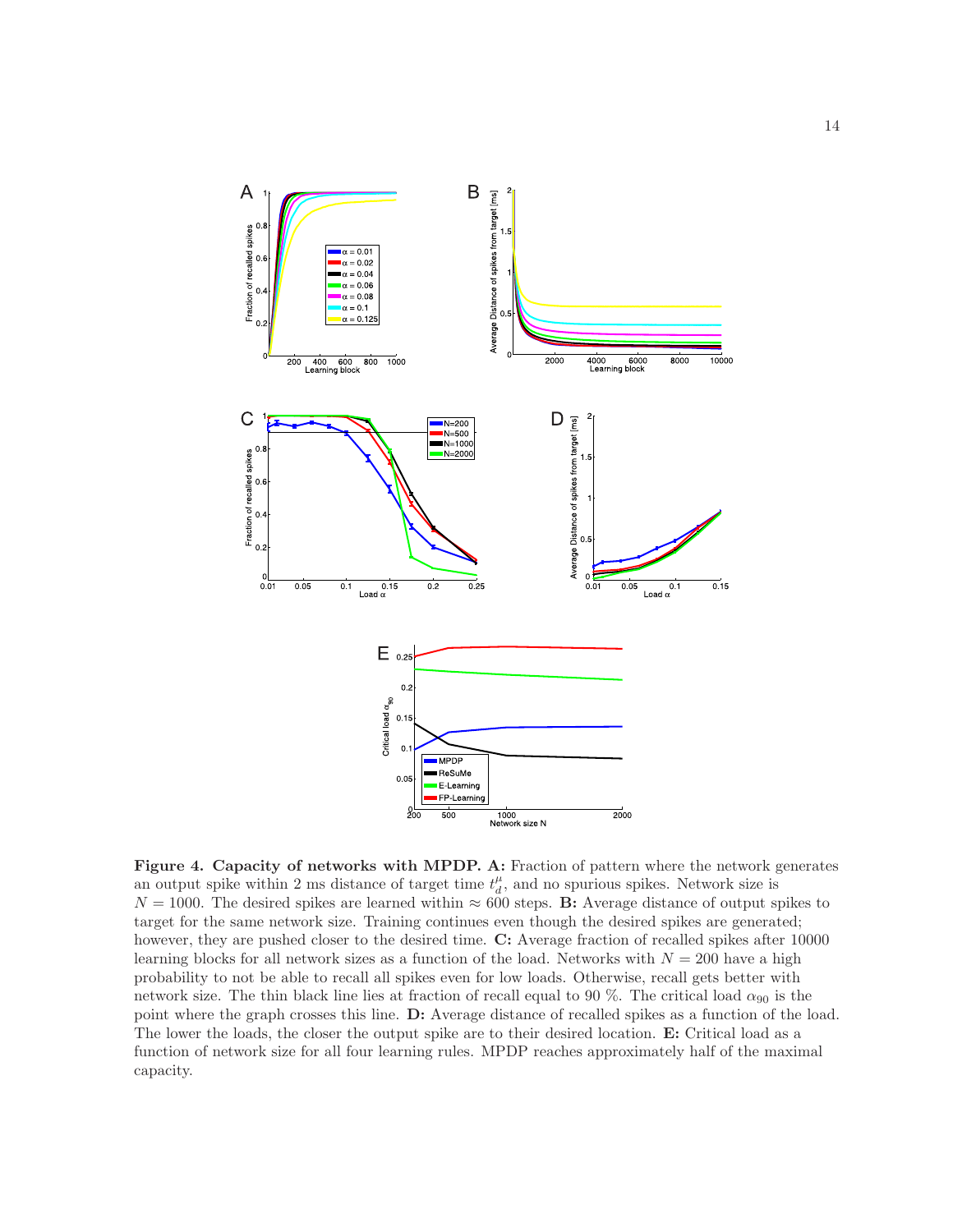**Figure 4. Capacity of networks with MPDP. A:** Fraction of pattern where the network generates an output spike within 2 ms distance of target time $t_d^{\mu}$, and no spurious spikes. Network size is $N = 1000$. The desired spikes are learned within $\approx 600$ steps. **B:** Average distance of output spikes to target for the same network size. Training continues even though the desired spikes are generated; however, they are pushed closer to the desired time. **C:** Average fraction of recalled spikes after 10000 learning blocks for all network sizes as a function of the load. Networks with $N = 200$ have a high probability to not be able to recall all spikes even for low loads. Otherwise, recall gets better with network size. The thin black line lies at fraction of recall equal to 90 %. The critical load $\alpha_{90}$ is the point where the graph crosses this line. **D:** Average distance of recalled spikes as a function of the load. The lower the loads, the closer the output spike are to their desired location. **E:** Critical load as a function of network size for all four learning rules. MPDP reaches approximately half of the maximal capacity.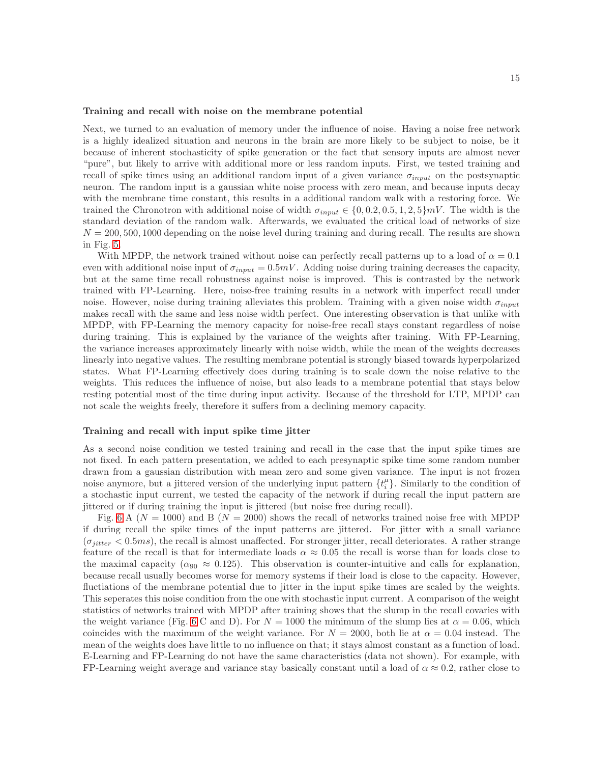### Training and recall with noise on the membrane potential

Next, we turned to an evaluation of memory under the influence of noise. Having a noise free network is a highly idealized situation and neurons in the brain are more likely to be subject to noise, be it because of inherent stochasticity of spike generation or the fact that sensory inputs are almost never "pure", but likely to arrive with additional more or less random inputs. First, we tested training and recall of spike times using an additional random input of a given variance $\sigma_{input}$ on the postsynaptic neuron. The random input is a gaussian white noise process with zero mean, and because inputs decay with the membrane time constant, this results in a additional random walk with a restoring force. We trained the Chronotron with additional noise of width $\sigma_{input} \in \{0, 0.2, 0.5, 1, 2, 5\} mV$. The width is the standard deviation of the random walk. Afterwards, we evaluated the critical load of networks of size $N = 200, 500, 1000$ depending on the noise level during training and during recall. The results are shown in Fig. 5.

With MPDP, the network trained without noise can perfectly recall patterns up to a load of $\alpha = 0.1$ even with additional noise input of $\sigma_{input} = 0.5 mV$. Adding noise during training decreases the capacity, but at the same time recall robustness against noise is improved. This is contrasted by the network trained with FP-Learning. Here, noise-free training results in a network with imperfect recall under noise. However, noise during training alleviates this problem. Training with a given noise width $\sigma_{input}$ makes recall with the same and less noise width perfect. One interesting observation is that unlike with MPDP, with FP-Learning the memory capacity for noise-free recall stays constant regardless of noise during training. This is explained by the variance of the weights after training. With FP-Learning, the variance increases approximately linearly with noise width, while the mean of the weights decreases linearly into negative values. The resulting membrane potential is strongly biased towards hyperpolarized states. What FP-Learning effectively does during training is to scale down the noise relative to the weights. This reduces the influence of noise, but also leads to a membrane potential that stays below resting potential most of the time during input activity. Because of the threshold for LTP, MPDP can not scale the weights freely, therefore it suffers from a declining memory capacity.

### Training and recall with input spike time jitter

As a second noise condition we tested training and recall in the case that the input spike times are not fixed. In each pattern presentation, we added to each presynaptic spike time some random number drawn from a gaussian distribution with mean zero and some given variance. The input is not frozen noise anymore, but a jittered version of the underlying input pattern $\{t_i^\mu\}$. Similarly to the condition of a stochastic input current, we tested the capacity of the network if during recall the input pattern are jittered or if during training the input is jittered (but noise free during recall).

Fig. 6 A ($N = 1000$) and B ($N = 2000$) shows the recall of networks trained noise free with MPDP if during recall the spike times of the input patterns are jittered. For jitter with a small variance ($\sigma_{jitter} < 0.5 ms$), the recall is almost unaffected. For stronger jitter, recall deteriorates. A rather strange feature of the recall is that for intermediate loads $\alpha \approx 0.05$ the recall is worse than for loads close to the maximal capacity ($\alpha_{90} \approx 0.125$). This observation is counter-intuitive and calls for explanation, because recall usually becomes worse for memory systems if their load is close to the capacity. However, fluctiations of the membrane potential due to jitter in the input spike times are scaled by the weights. This seperates this noise condition from the one with stochastic input current. A comparison of the weight statistics of networks trained with MPDP after training shows that the slump in the recall covaries with the weight variance (Fig. 6 C and D). For $N = 1000$ the minimum of the slump lies at $\alpha = 0.06$, which coincides with the maximum of the weight variance. For $N = 2000$, both lie at $\alpha = 0.04$ instead. The mean of the weights does have little to no influence on that; it stays almost constant as a function of load. E-Learning and FP-Learning do not have the same characteristics (data not shown). For example, with FP-Learning weight average and variance stay basically constant until a load of $\alpha \approx 0.2$, rather close to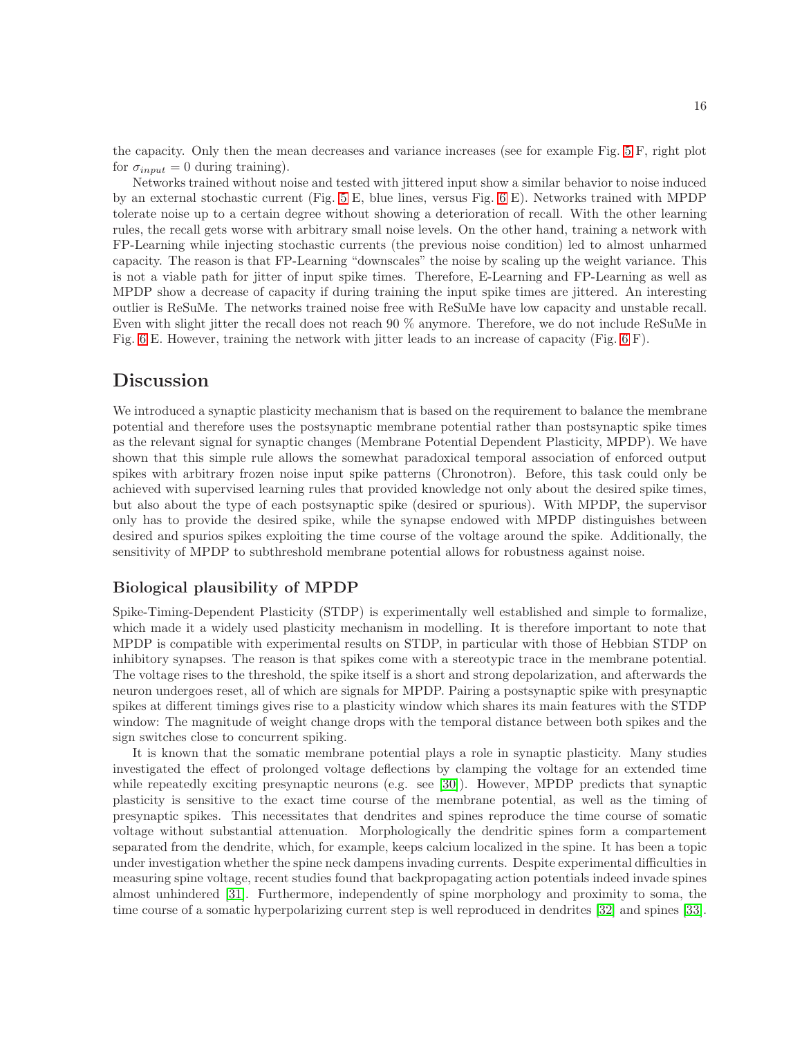the capacity. Only then the mean decreases and variance increases (see for example Fig. 5 F, right plot for $\sigma_{input} = 0$ during training).

Networks trained without noise and tested with jittered input show a similar behavior to noise induced by an external stochastic current (Fig. 5 E, blue lines, versus Fig. 6 E). Networks trained with MPDP tolerate noise up to a certain degree without showing a deterioration of recall. With the other learning rules, the recall gets worse with arbitrary small noise levels. On the other hand, training a network with FP-Learning while injecting stochastic currents (the previous noise condition) led to almost unharmed capacity. The reason is that FP-Learning "downscales" the noise by scaling up the weight variance. This is not a viable path for jitter of input spike times. Therefore, E-Learning and FP-Learning as well as MPDP show a decrease of capacity if during training the input spike times are jittered. An interesting outlier is ReSuMe. The networks trained noise free with ReSuMe have low capacity and unstable recall. Even with slight jitter the recall does not reach 90 % anymore. Therefore, we do not include ReSuMe in Fig. 6 E. However, training the network with jitter leads to an increase of capacity (Fig. 6 F).

# Discussion

We introduced a synaptic plasticity mechanism that is based on the requirement to balance the membrane potential and therefore uses the postsynaptic membrane potential rather than postsynaptic spike times as the relevant signal for synaptic changes (Membrane Potential Dependent Plasticity, MPDP). We have shown that this simple rule allows the somewhat paradoxical temporal association of enforced output spikes with arbitrary frozen noise input spike patterns (Chronotron). Before, this task could only be achieved with supervised learning rules that provided knowledge not only about the desired spike times, but also about the type of each postsynaptic spike (desired or spurious). With MPDP, the supervisor only has to provide the desired spike, while the synapse endowed with MPDP distinguishes between desired and spurios spikes exploiting the time course of the voltage around the spike. Additionally, the sensitivity of MPDP to subthreshold membrane potential allows for robustness against noise.

## Biological plausibility of MPDP

Spike-Timing-Dependent Plasticity (STDP) is experimentally well established and simple to formalize, which made it a widely used plasticity mechanism in modelling. It is therefore important to note that MPDP is compatible with experimental results on STDP, in particular with those of Hebbian STDP on inhibitory synapses. The reason is that spikes come with a stereotypic trace in the membrane potential. The voltage rises to the threshold, the spike itself is a short and strong depolarization, and afterwards the neuron undergoes reset, all of which are signals for MPDP. Pairing a postsynaptic spike with presynaptic spikes at different timings gives rise to a plasticity window which shares its main features with the STDP window: The magnitude of weight change drops with the temporal distance between both spikes and the sign switches close to concurrent spiking.

It is known that the somatic membrane potential plays a role in synaptic plasticity. Many studies investigated the effect of prolonged voltage deflections by clamping the voltage for an extended time while repeatedly exciting presynaptic neurons (e.g. see [30]). However, MPDP predicts that synaptic plasticity is sensitive to the exact time course of the membrane potential, as well as the timing of presynaptic spikes. This necessitates that dendrites and spines reproduce the time course of somatic voltage without substantial attenuation. Morphologically the dendritic spines form a compartement separated from the dendrite, which, for example, keeps calcium localized in the spine. It has been a topic under investigation whether the spine neck dampens invading currents. Despite experimental difficulties in measuring spine voltage, recent studies found that backpropagating action potentials indeed invade spines almost unhindered [31]. Furthermore, independently of spine morphology and proximity to soma, the time course of a somatic hyperpolarizing current step is well reproduced in dendrites [32] and spines [33].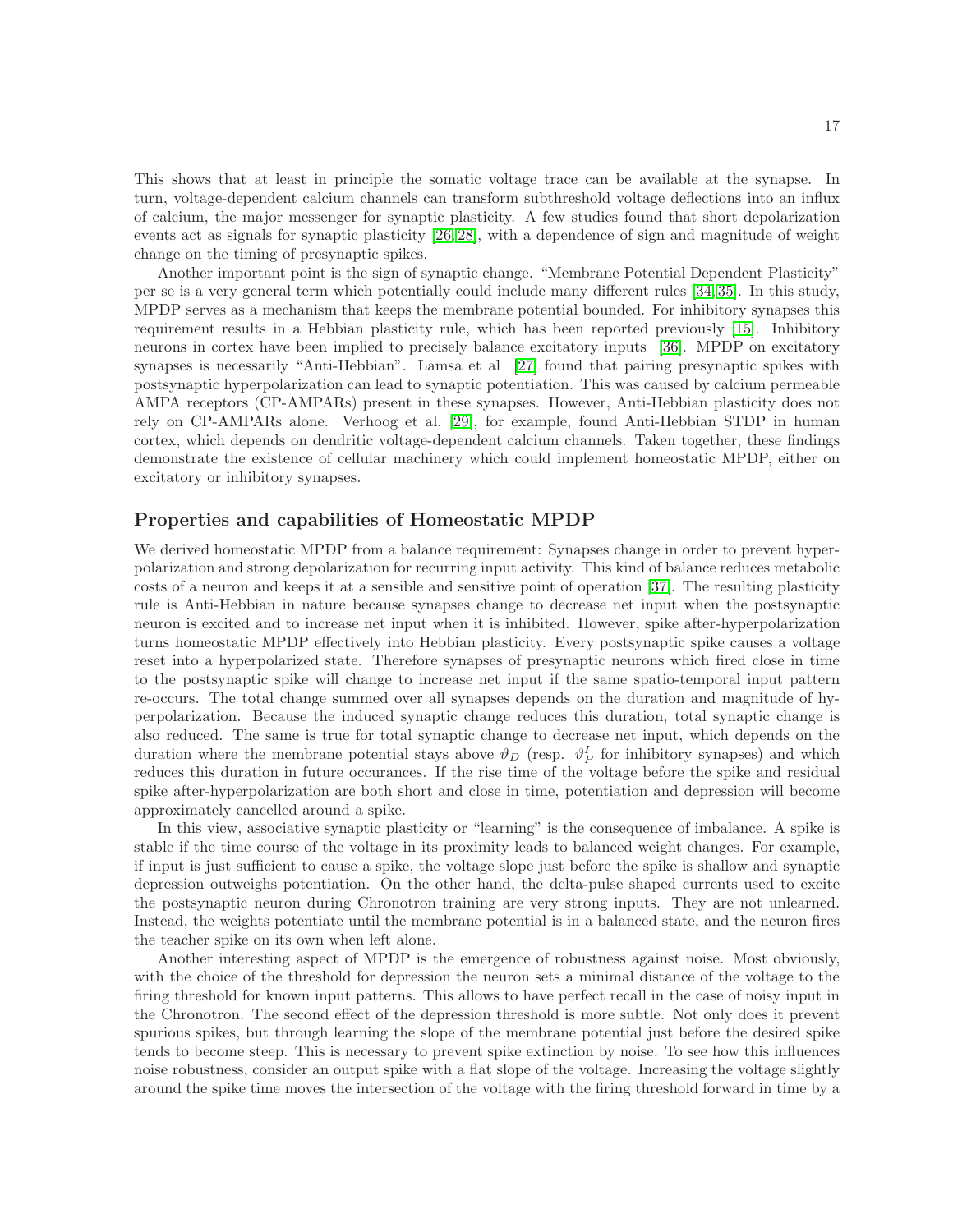This shows that at least in principle the somatic voltage trace can be available at the synapse. In turn, voltage-dependent calcium channels can transform subthreshold voltage deflections into an influx of calcium, the major messenger for synaptic plasticity. A few studies found that short depolarization events act as signals for synaptic plasticity [26,28], with a dependence of sign and magnitude of weight change on the timing of presynaptic spikes.

Another important point is the sign of synaptic change. "Membrane Potential Dependent Plasticity" per se is a very general term which potentially could include many different rules [34,35]. In this study, MPDP serves as a mechanism that keeps the membrane potential bounded. For inhibitory synapses this requirement results in a Hebbian plasticity rule, which has been reported previously [15]. Inhibitory neurons in cortex have been implied to precisely balance excitatory inputs [36]. MPDP on excitatory synapses is necessarily "Anti-Hebbian". Lamsa et al [27] found that pairing presynaptic spikes with postsynaptic hyperpolarization can lead to synaptic potentiation. This was caused by calcium permeable AMPA receptors (CP-AMPARs) present in these synapses. However, Anti-Hebbian plasticity does not rely on CP-AMPARs alone. Verhoog et al. [29], for example, found Anti-Hebbian STDP in human cortex, which depends on dendritic voltage-dependent calcium channels. Taken together, these findings demonstrate the existence of cellular machinery which could implement homeostatic MPDP, either on excitatory or inhibitory synapses.

## Properties and capabilities of Homeostatic MPDP

We derived homeostatic MPDP from a balance requirement: Synapses change in order to prevent hyperpolarization and strong depolarization for recurring input activity. This kind of balance reduces metabolic costs of a neuron and keeps it at a sensible and sensitive point of operation [37]. The resulting plasticity rule is Anti-Hebbian in nature because synapses change to decrease net input when the postsynaptic neuron is excited and to increase net input when it is inhibited. However, spike after-hyperpolarization turns homeostatic MPDP effectively into Hebbian plasticity. Every postsynaptic spike causes a voltage reset into a hyperpolarized state. Therefore synapses of presynaptic neurons which fired close in time to the postsynaptic spike will change to increase net input if the same spatio-temporal input pattern re-occurs. The total change summed over all synapses depends on the duration and magnitude of hyperpolarization. Because the induced synaptic change reduces this duration, total synaptic change is also reduced. The same is true for total synaptic change to decrease net input, which depends on the duration where the membrane potential stays above $\vartheta_D$ (resp. $\vartheta_P^I$ for inhibitory synapses) and which reduces this duration in future occurances. If the rise time of the voltage before the spike and residual spike after-hyperpolarization are both short and close in time, potentiation and depression will become approximately cancelled around a spike.

In this view, associative synaptic plasticity or "learning" is the consequence of imbalance. A spike is stable if the time course of the voltage in its proximity leads to balanced weight changes. For example, if input is just sufficient to cause a spike, the voltage slope just before the spike is shallow and synaptic depression outweighs potentiation. On the other hand, the delta-pulse shaped currents used to excite the postsynaptic neuron during Chronotron training are very strong inputs. They are not unlearned. Instead, the weights potentiate until the membrane potential is in a balanced state, and the neuron fires the teacher spike on its own when left alone.

Another interesting aspect of MPDP is the emergence of robustness against noise. Most obviously, with the choice of the threshold for depression the neuron sets a minimal distance of the voltage to the firing threshold for known input patterns. This allows to have perfect recall in the case of noisy input in the Chronotron. The second effect of the depression threshold is more subtle. Not only does it prevent spurious spikes, but through learning the slope of the membrane potential just before the desired spike tends to become steep. This is necessary to prevent spike extinction by noise. To see how this influences noise robustness, consider an output spike with a flat slope of the voltage. Increasing the voltage slightly around the spike time moves the intersection of the voltage with the firing threshold forward in time by a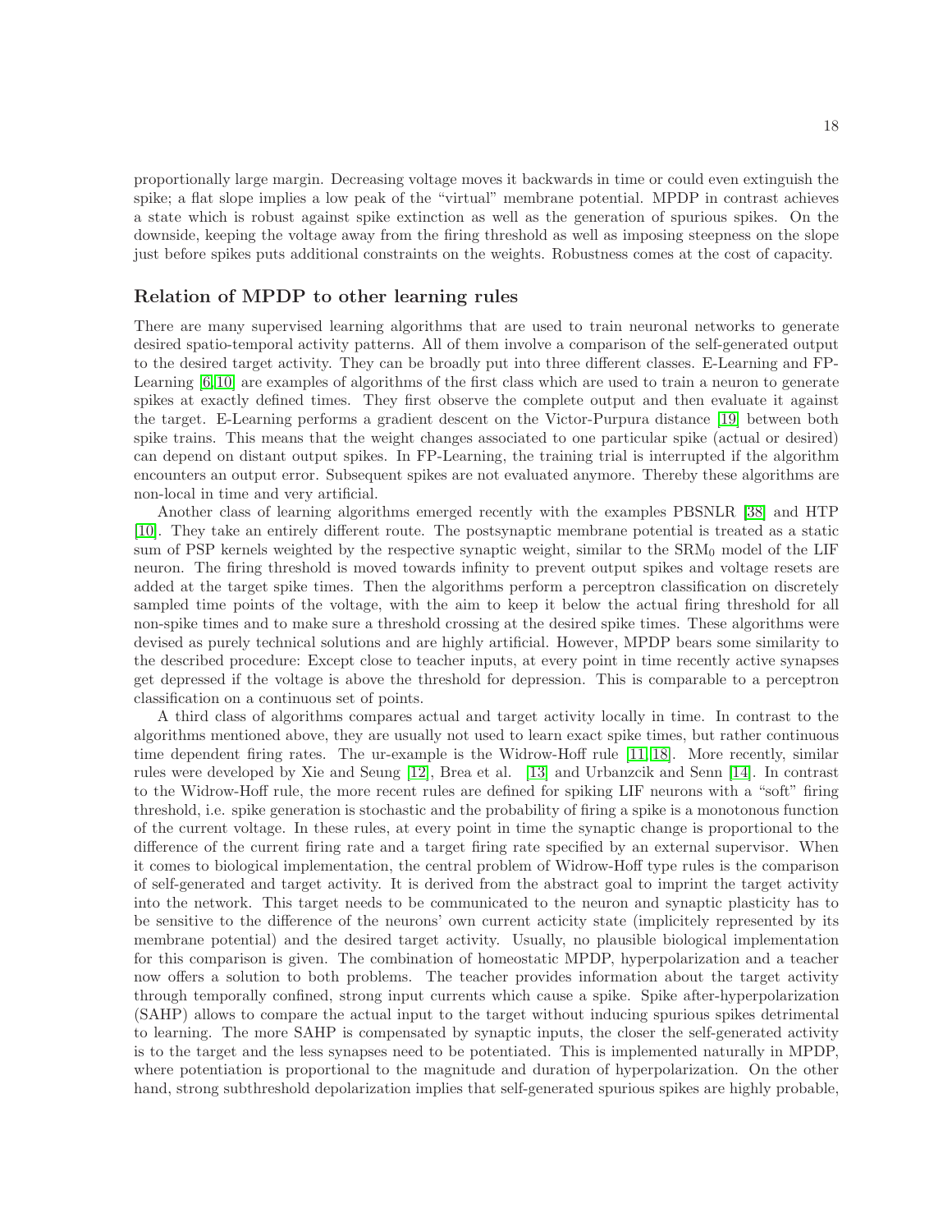proportionally large margin. Decreasing voltage moves it backwards in time or could even extinguish the spike; a flat slope implies a low peak of the "virtual" membrane potential. MPDP in contrast achieves a state which is robust against spike extinction as well as the generation of spurious spikes. On the downside, keeping the voltage away from the firing threshold as well as imposing steepness on the slope just before spikes puts additional constraints on the weights. Robustness comes at the cost of capacity.

## Relation of MPDP to other learning rules

There are many supervised learning algorithms that are used to train neuronal networks to generate desired spatio-temporal activity patterns. All of them involve a comparison of the self-generated output to the desired target activity. They can be broadly put into three different classes. E-Learning and FP-Learning [6,10] are examples of algorithms of the first class which are used to train a neuron to generate spikes at exactly defined times. They first observe the complete output and then evaluate it against the target. E-Learning performs a gradient descent on the Victor-Purpura distance [19] between both spike trains. This means that the weight changes associated to one particular spike (actual or desired) can depend on distant output spikes. In FP-Learning, the training trial is interrupted if the algorithm encounters an output error. Subsequent spikes are not evaluated anymore. Thereby these algorithms are non-local in time and very artificial.

Another class of learning algorithms emerged recently with the examples PBSNLR [38] and HTP [10]. They take an entirely different route. The postsynaptic membrane potential is treated as a static sum of PSP kernels weighted by the respective synaptic weight, similar to the $\text{SRM}_0$ model of the LIF neuron. The firing threshold is moved towards infinity to prevent output spikes and voltage resets are added at the target spike times. Then the algorithms perform a perceptron classification on discretely sampled time points of the voltage, with the aim to keep it below the actual firing threshold for all non-spike times and to make sure a threshold crossing at the desired spike times. These algorithms were devised as purely technical solutions and are highly artificial. However, MPDP bears some similarity to the described procedure: Except close to teacher inputs, at every point in time recently active synapses get depressed if the voltage is above the threshold for depression. This is comparable to a perceptron classification on a continuous set of points.

A third class of algorithms compares actual and target activity locally in time. In contrast to the algorithms mentioned above, they are usually not used to learn exact spike times, but rather continuous time dependent firing rates. The ur-example is the Widrow-Hoff rule [11,18]. More recently, similar rules were developed by Xie and Seung [12], Brea et al. [13] and Urbanzcik and Senn [14]. In contrast to the Widrow-Hoff rule, the more recent rules are defined for spiking LIF neurons with a "soft" firing threshold, i.e. spike generation is stochastic and the probability of firing a spike is a monotonous function of the current voltage. In these rules, at every point in time the synaptic change is proportional to the difference of the current firing rate and a target firing rate specified by an external supervisor. When it comes to biological implementation, the central problem of Widrow-Hoff type rules is the comparison of self-generated and target activity. It is derived from the abstract goal to imprint the target activity into the network. This target needs to be communicated to the neuron and synaptic plasticity has to be sensitive to the difference of the neurons' own current acticity state (implicitely represented by its membrane potential) and the desired target activity. Usually, no plausible biological implementation for this comparison is given. The combination of homeostatic MPDP, hyperpolarization and a teacher now offers a solution to both problems. The teacher provides information about the target activity through temporally confined, strong input currents which cause a spike. Spike after-hyperpolarization (SAHP) allows to compare the actual input to the target without inducing spurious spikes detrimental to learning. The more SAHP is compensated by synaptic inputs, the closer the self-generated activity is to the target and the less synapses need to be potentiated. This is implemented naturally in MPDP, where potentiation is proportional to the magnitude and duration of hyperpolarization. On the other hand, strong subthreshold depolarization implies that self-generated spurious spikes are highly probable,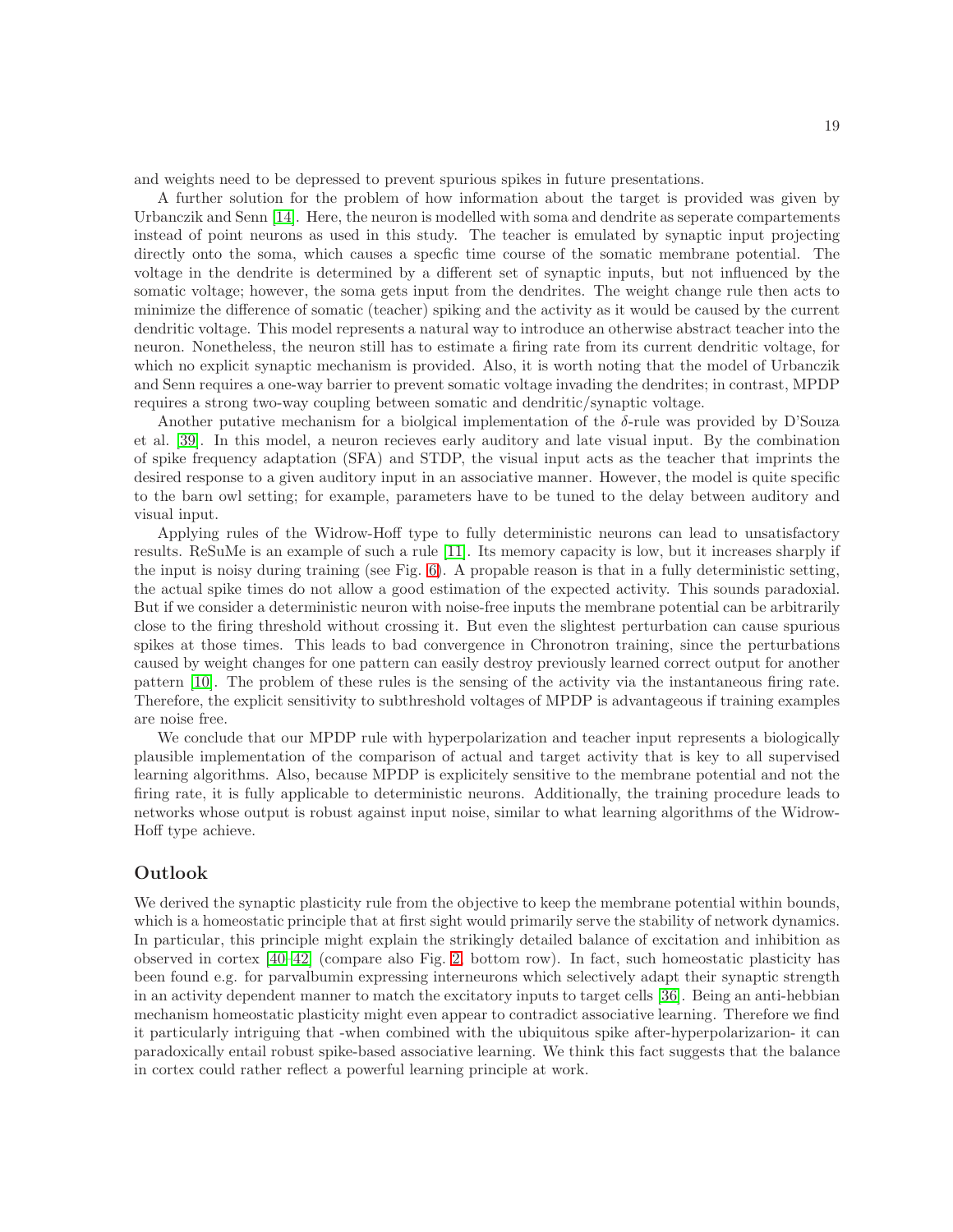and weights need to be depressed to prevent spurious spikes in future presentations.

A further solution for the problem of how information about the target is provided was given by Urbanczik and Senn [14]. Here, the neuron is modelled with soma and dendrite as seperate compartements instead of point neurons as used in this study. The teacher is emulated by synaptic input projecting directly onto the soma, which causes a specfic time course of the somatic membrane potential. The voltage in the dendrite is determined by a different set of synaptic inputs, but not influenced by the somatic voltage; however, the soma gets input from the dendrites. The weight change rule then acts to minimize the difference of somatic (teacher) spiking and the activity as it would be caused by the current dendritic voltage. This model represents a natural way to introduce an otherwise abstract teacher into the neuron. Nonetheless, the neuron still has to estimate a firing rate from its current dendritic voltage, for which no explicit synaptic mechanism is provided. Also, it is worth noting that the model of Urbanczik and Senn requires a one-way barrier to prevent somatic voltage invading the dendrites; in contrast, MPDP requires a strong two-way coupling between somatic and dendritic/synaptic voltage.

Another putative mechanism for a biolgical implementation of the $\delta$-rule was provided by D'Souza et al. [39]. In this model, a neuron recieves early auditory and late visual input. By the combination of spike frequency adaptation (SFA) and STDP, the visual input acts as the teacher that imprints the desired response to a given auditory input in an associative manner. However, the model is quite specific to the barn owl setting; for example, parameters have to be tuned to the delay between auditory and visual input.

Applying rules of the Widrow-Hoff type to fully deterministic neurons can lead to unsatisfactory results. ReSuMe is an example of such a rule [11]. Its memory capacity is low, but it increases sharply if the input is noisy during training (see Fig. 6). A propable reason is that in a fully deterministic setting, the actual spike times do not allow a good estimation of the expected activity. This sounds paradoxial. But if we consider a deterministic neuron with noise-free inputs the membrane potential can be arbitrarily close to the firing threshold without crossing it. But even the slightest perturbation can cause spurious spikes at those times. This leads to bad convergence in Chronotron training, since the perturbations caused by weight changes for one pattern can easily destroy previously learned correct output for another pattern [10]. The problem of these rules is the sensing of the activity via the instantaneous firing rate. Therefore, the explicit sensitivity to subthreshold voltages of MPDP is advantageous if training examples are noise free.

We conclude that our MPDP rule with hyperpolarization and teacher input represents a biologically plausible implementation of the comparison of actual and target activity that is key to all supervised learning algorithms. Also, because MPDP is explicitely sensitive to the membrane potential and not the firing rate, it is fully applicable to deterministic neurons. Additionally, the training procedure leads to networks whose output is robust against input noise, similar to what learning algorithms of the Widrow-Hoff type achieve.

## Outlook

We derived the synaptic plasticity rule from the objective to keep the membrane potential within bounds, which is a homeostatic principle that at first sight would primarily serve the stability of network dynamics. In particular, this principle might explain the strikingly detailed balance of excitation and inhibition as observed in cortex [40–42] (compare also Fig. 2, bottom row). In fact, such homeostatic plasticity has been found e.g. for parvalbumin expressing interneurons which selectively adapt their synaptic strength in an activity dependent manner to match the excitatory inputs to target cells [36]. Being an anti-hebbian mechanism homeostatic plasticity might even appear to contradict associative learning. Therefore we find it particularly intriguing that -when combined with the ubiquitous spike after-hyperpolarizarion- it can paradoxically entail robust spike-based associative learning. We think this fact suggests that the balance in cortex could rather reflect a powerful learning principle at work.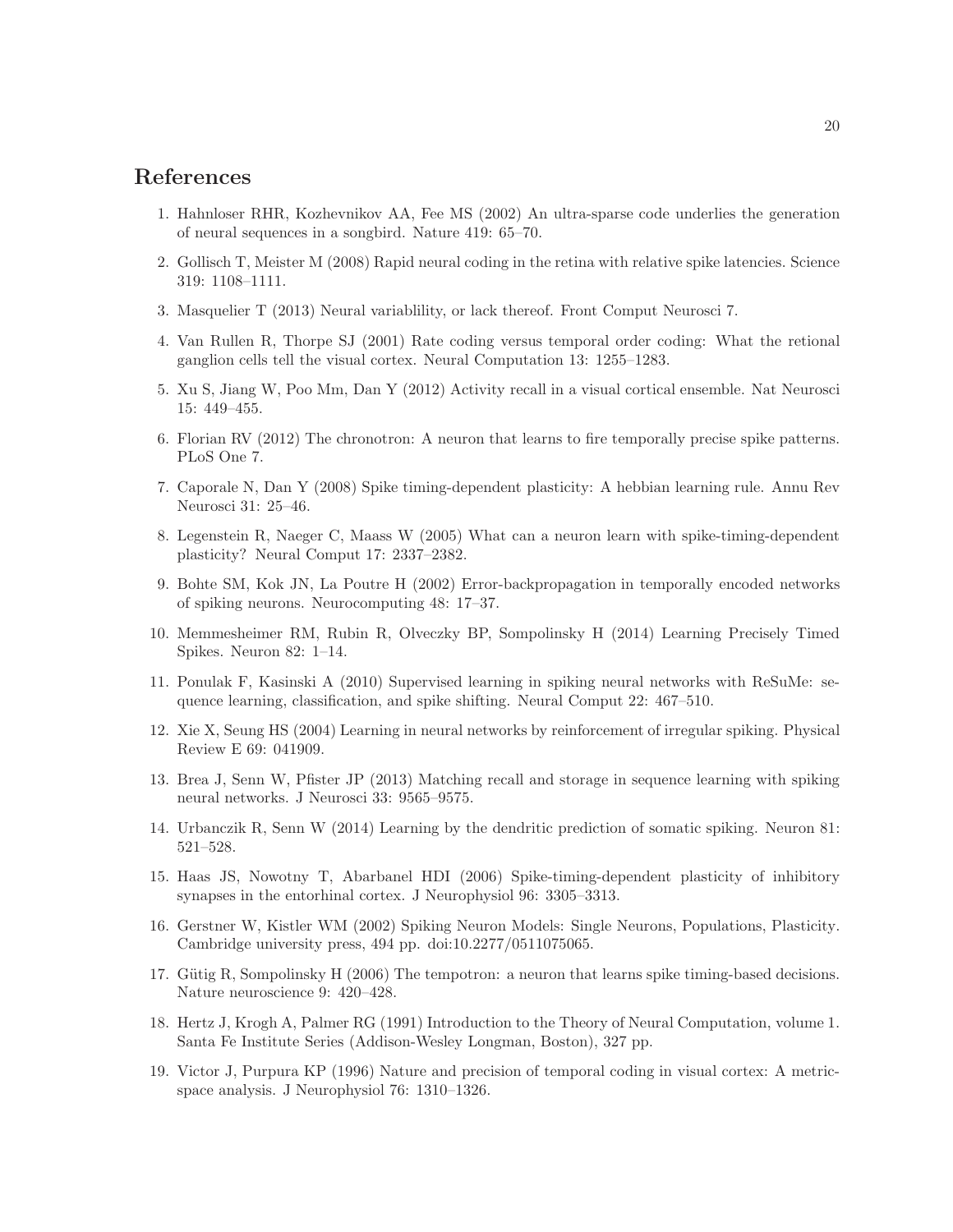## References

1. Hahnloser RHR, Kozhevnikov AA, Fee MS (2002) An ultra-sparse code underlies the generation of neural sequences in a songbird. Nature 419: 65–70.
2. Gollisch T, Meister M (2008) Rapid neural coding in the retina with relative spike latencies. Science 319: 1108–1111.
3. Masquelier T (2013) Neural variablility, or lack thereof. Front Comput Neurosci 7.
4. Van Rullen R, Thorpe SJ (2001) Rate coding versus temporal order coding: What the retional ganglion cells tell the visual cortex. Neural Computation 13: 1255–1283.
5. Xu S, Jiang W, Poo Mm, Dan Y (2012) Activity recall in a visual cortical ensemble. Nat Neurosci 15: 449–455.
6. Florian RV (2012) The chronotron: A neuron that learns to fire temporally precise spike patterns. PLoS One 7.
7. Caporale N, Dan Y (2008) Spike timing-dependent plasticity: A hebbian learning rule. Annu Rev Neurosci 31: 25–46.
8. Legenstein R, Naeger C, Maass W (2005) What can a neuron learn with spike-timing-dependent plasticity? Neural Comput 17: 2337–2382.
9. Bohte SM, Kok JN, La Poutre H (2002) Error-backpropagation in temporally encoded networks of spiking neurons. Neurocomputing 48: 17–37.
10. Memmesheimer RM, Rubin R, Olveczky BP, Sompolinsky H (2014) Learning Precisely Timed Spikes. Neuron 82: 1–14.
11. Ponulak F, Kasinski A (2010) Supervised learning in spiking neural networks with ReSuMe: sequence learning, classification, and spike shifting. Neural Comput 22: 467–510.
12. Xie X, Seung HS (2004) Learning in neural networks by reinforcement of irregular spiking. Physical Review E 69: 041909.
13. Brea J, Senn W, Pfister JP (2013) Matching recall and storage in sequence learning with spiking neural networks. J Neurosci 33: 9565–9575.
14. Urbanczik R, Senn W (2014) Learning by the dendritic prediction of somatic spiking. Neuron 81: 521–528.
15. Haas JS, Nowotny T, Abarbanel HDI (2006) Spike-timing-dependent plasticity of inhibitory synapses in the entorhinal cortex. J Neurophysiol 96: 3305–3313.
16. Gerstner W, Kistler WM (2002) Spiking Neuron Models: Single Neurons, Populations, Plasticity. Cambridge university press, 494 pp. doi:10.2277/0511075065.
17. Gütig R, Sompolinsky H (2006) The tempotron: a neuron that learns spike timing-based decisions. Nature neuroscience 9: 420–428.
18. Hertz J, Krogh A, Palmer RG (1991) Introduction to the Theory of Neural Computation, volume 1. Santa Fe Institute Series (Addison-Wesley Longman, Boston), 327 pp.
19. Victor J, Purpura KP (1996) Nature and precision of temporal coding in visual cortex: A metric-space analysis. J Neurophysiol 76: 1310–1326.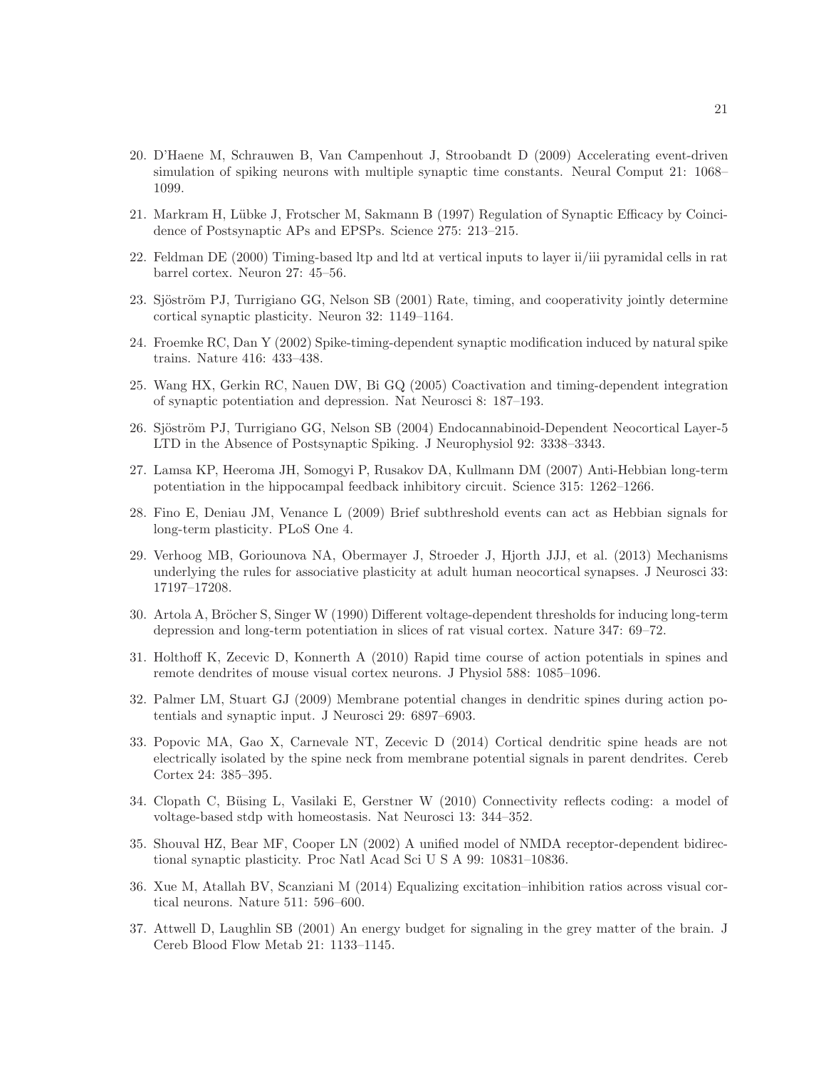20. D'Haene M, Schrauwen B, Van Campenhout J, Stroobandt D (2009) Accelerating event-driven simulation of spiking neurons with multiple synaptic time constants. Neural Comput 21: 1068–1099.

21. Markram H, Lübke J, Frotscher M, Sakmann B (1997) Regulation of Synaptic Efficacy by Coincidence of Postsynaptic APs and EPSPs. Science 275: 213–215.

22. Feldman DE (2000) Timing-based ltp and ltd at vertical inputs to layer ii/iii pyramidal cells in rat barrel cortex. Neuron 27: 45–56.

23. Sjöström PJ, Turrigiano GG, Nelson SB (2001) Rate, timing, and cooperativity jointly determine cortical synaptic plasticity. Neuron 32: 1149–1164.

24. Froemke RC, Dan Y (2002) Spike-timing-dependent synaptic modification induced by natural spike trains. Nature 416: 433–438.

25. Wang HX, Gerkin RC, Nauen DW, Bi GQ (2005) Coactivation and timing-dependent integration of synaptic potentiation and depression. Nat Neurosci 8: 187–193.

26. Sjöström PJ, Turrigiano GG, Nelson SB (2004) Endocannabinoid-Dependent Neocortical Layer-5 LTD in the Absence of Postsynaptic Spiking. J Neurophysiol 92: 3338–3343.

27. Lamsa KP, Heeroma JH, Somogyi P, Rusakov DA, Kullmann DM (2007) Anti-Hebbian long-term potentiation in the hippocampal feedback inhibitory circuit. Science 315: 1262–1266.

28. Fino E, Deniau JM, Venance L (2009) Brief subthreshold events can act as Hebbian signals for long-term plasticity. PLoS One 4.

29. Verhoog MB, Goriounova NA, Obermayer J, Stroeder J, Hjorth JJJ, et al. (2013) Mechanisms underlying the rules for associative plasticity at adult human neocortical synapses. J Neurosci 33: 17197–17208.

30. Artola A, Bröcher S, Singer W (1990) Different voltage-dependent thresholds for inducing long-term depression and long-term potentiation in slices of rat visual cortex. Nature 347: 69–72.

31. Holthoff K, Zecevic D, Konnerth A (2010) Rapid time course of action potentials in spines and remote dendrites of mouse visual cortex neurons. J Physiol 588: 1085–1096.

32. Palmer LM, Stuart GJ (2009) Membrane potential changes in dendritic spines during action potentials and synaptic input. J Neurosci 29: 6897–6903.

33. Popovic MA, Gao X, Carnevale NT, Zecevic D (2014) Cortical dendritic spine heads are not electrically isolated by the spine neck from membrane potential signals in parent dendrites. Cereb Cortex 24: 385–395.

34. Clopath C, Büsing L, Vasilaki E, Gerstner W (2010) Connectivity reflects coding: a model of voltage-based stdp with homeostasis. Nat Neurosci 13: 344–352.

35. Shouval HZ, Bear MF, Cooper LN (2002) A unified model of NMDA receptor-dependent bidirectional synaptic plasticity. Proc Natl Acad Sci U S A 99: 10831–10836.

36. Xue M, Atallah BV, Scanziani M (2014) Equalizing excitation–inhibition ratios across visual cortical neurons. Nature 511: 596–600.

37. Attwell D, Laughlin SB (2001) An energy budget for signaling in the grey matter of the brain. J Cereb Blood Flow Metab 21: 1133–1145.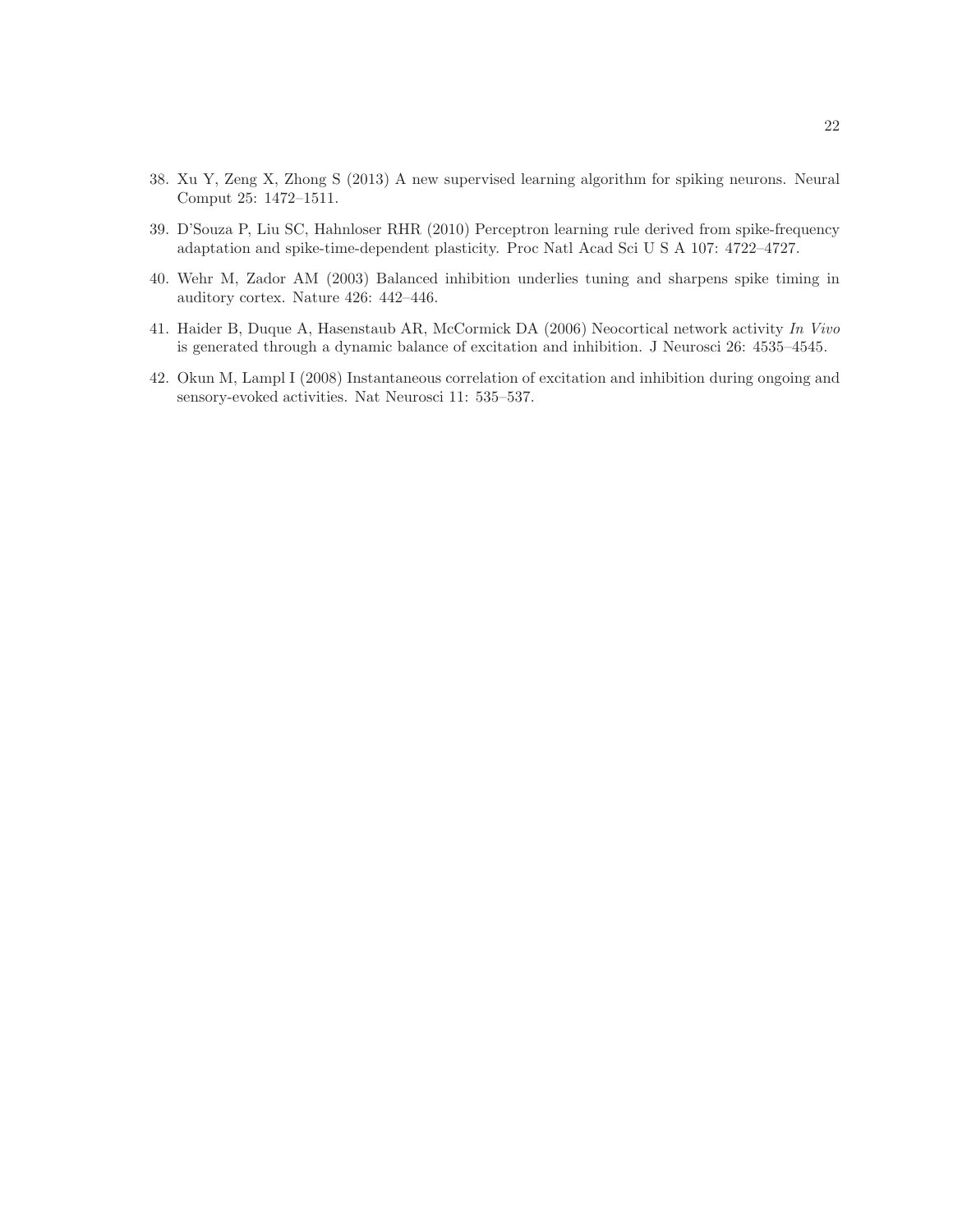38. Xu Y, Zeng X, Zhong S (2013) A new supervised learning algorithm for spiking neurons. Neural Comput 25: 1472–1511.

39. D'Souza P, Liu SC, Hahnloser RHR (2010) Perceptron learning rule derived from spike-frequency adaptation and spike-time-dependent plasticity. Proc Natl Acad Sci U S A 107: 4722–4727.

40. Wehr M, Zador AM (2003) Balanced inhibition underlies tuning and sharpens spike timing in auditory cortex. Nature 426: 442–446.

41. Haider B, Duque A, Hasenstaub AR, McCormick DA (2006) Neocortical network activity *In Vivo* is generated through a dynamic balance of excitation and inhibition. J Neurosci 26: 4535–4545.

42. Okun M, Lampl I (2008) Instantaneous correlation of excitation and inhibition during ongoing and sensory-evoked activities. Nat Neurosci 11: 535–537.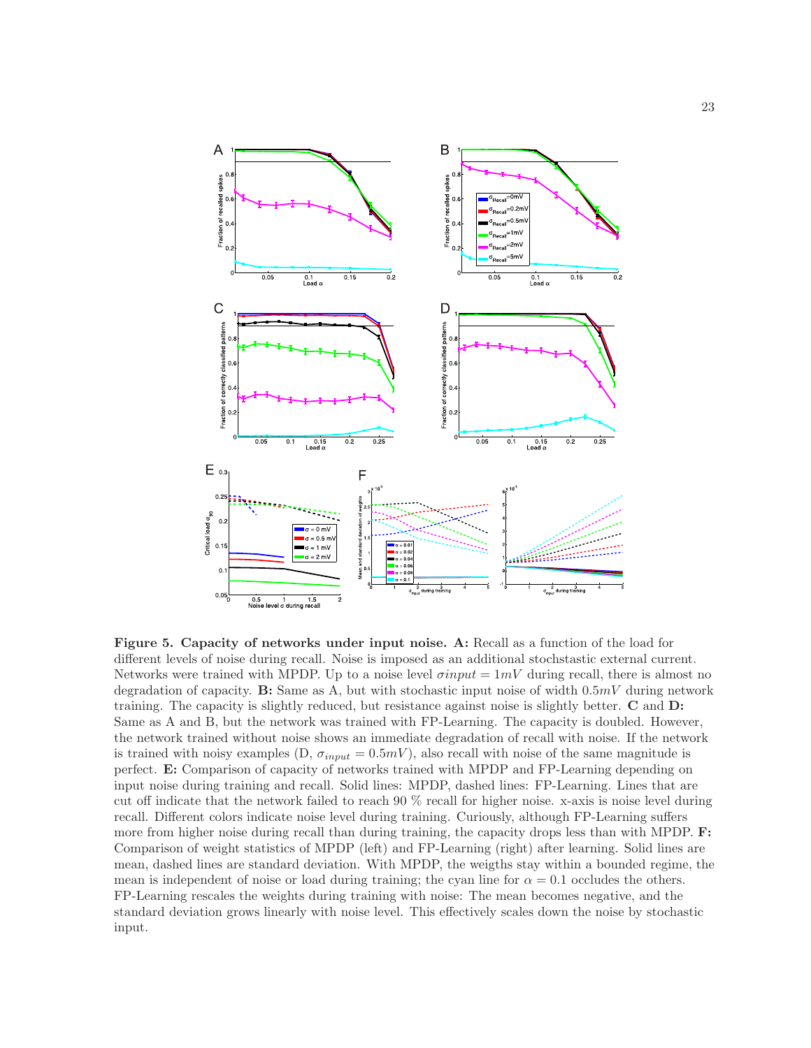**Figure 5. Capacity of networks under input noise. A:** Recall as a function of the load for different levels of noise during recall. Noise is imposed as an additional stochstastic external current. Networks were trained with MPDP. Up to a noise level $\sigma input = 1mV$ during recall, there is almost no degradation of capacity. **B:** Same as A, but with stochastic input noise of width $0.5mV$ during network training. The capacity is slightly reduced, but resistance against noise is slightly better. **C** and **D:** Same as A and B, but the network was trained with FP-Learning. The capacity is doubled. However, the network trained without noise shows an immediate degradation of recall with noise. If the network is trained with noisy examples (D, $\sigma_{input} = 0.5mV$), also recall with noise of the same magnitude is perfect. **E:** Comparison of capacity of networks trained with MPDP and FP-Learning depending on input noise during training and recall. Solid lines: MPDP, dashed lines: FP-Learning. Lines that are cut off indicate that the network failed to reach 90 % recall for higher noise. x-axis is noise level during recall. Different colors indicate noise level during training. Curiously, although FP-Learning suffers more from higher noise during recall than during training, the capacity drops less than with MPDP. **F:** Comparison of weight statistics of MPDP (left) and FP-Learning (right) after learning. Solid lines are mean, dashed lines are standard deviation. With MPDP, the weigths stay within a bounded regime, the mean is independent of noise or load during training; the cyan line for $\alpha = 0.1$ occludes the others. FP-Learning rescales the weights during training with noise: The mean becomes negative, and the standard deviation grows linearly with noise level. This effectively scales down the noise by stochastic input.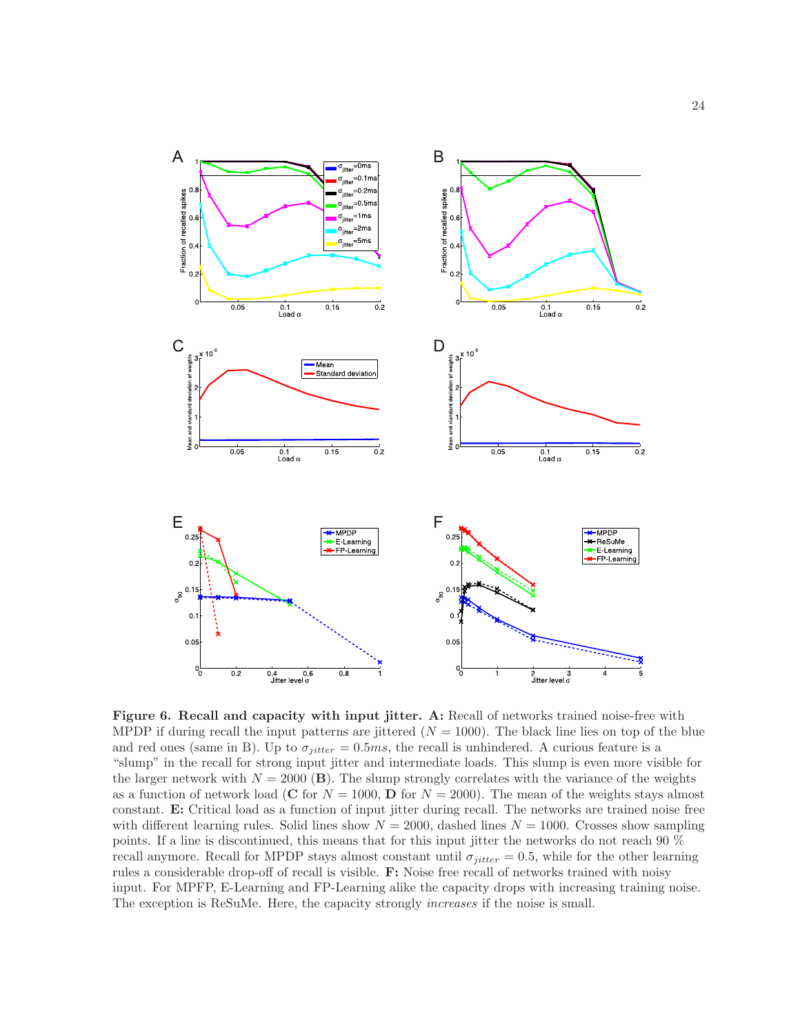A

Fraction of recalled spikes

Load α

$\sigma_{jitter}$=0ms
$\sigma_{jitter}$=0.1ms
$\sigma_{jitter}$=0.2ms
$\sigma_{jitter}$=0.5ms
$\sigma_{jitter}$=1ms
$\sigma_{jitter}$=2ms
$\sigma_{jitter}$=5ms

B

Fraction of recalled spikes

Load α

C

Mean and standard deviation of weights

x 10$^{-5}$

Load α

Mean
Standard deviation

D

Mean and standard deviation of weights

x 10$^{-5}$

Load α

E

$\alpha_{90}$

Jitter level σ

MPDP
E-Learning
FP-Learning

F

$\alpha_{90}$

Jitter level σ

MPDP
ReSuMe
E-Learning
FP-Learning

**Figure 6. Recall and capacity with input jitter. A:** Recall of networks trained noise-free with MPDP if during recall the input patterns are jittered ($N = 1000$). The black line lies on top of the blue and red ones (same in B). Up to $\sigma_{jitter} = 0.5ms$, the recall is unhindered. A curious feature is a "slump" in the recall for strong input jitter and intermediate loads. This slump is even more visible for the larger network with $N = 2000$ (**B**). The slump strongly correlates with the variance of the weights as a function of network load (**C** for $N = 1000$, **D** for $N = 2000$). The mean of the weights stays almost constant. **E:** Critical load as a function of input jitter during recall. The networks are trained noise free with different learning rules. Solid lines show $N = 2000$, dashed lines $N = 1000$. Crosses show sampling points. If a line is discontinued, this means that for this input jitter the networks do not reach 90 % recall anymore. Recall for MPDP stays almost constant until $\sigma_{jitter} = 0.5$, while for the other learning rules a considerable drop-off of recall is visible. **F:** Noise free recall of networks trained with noisy input. For MPFP, E-Learning and FP-Learning alike the capacity drops with increasing training noise. The exception is ReSuMe. Here, the capacity strongly *increases* if the noise is small.